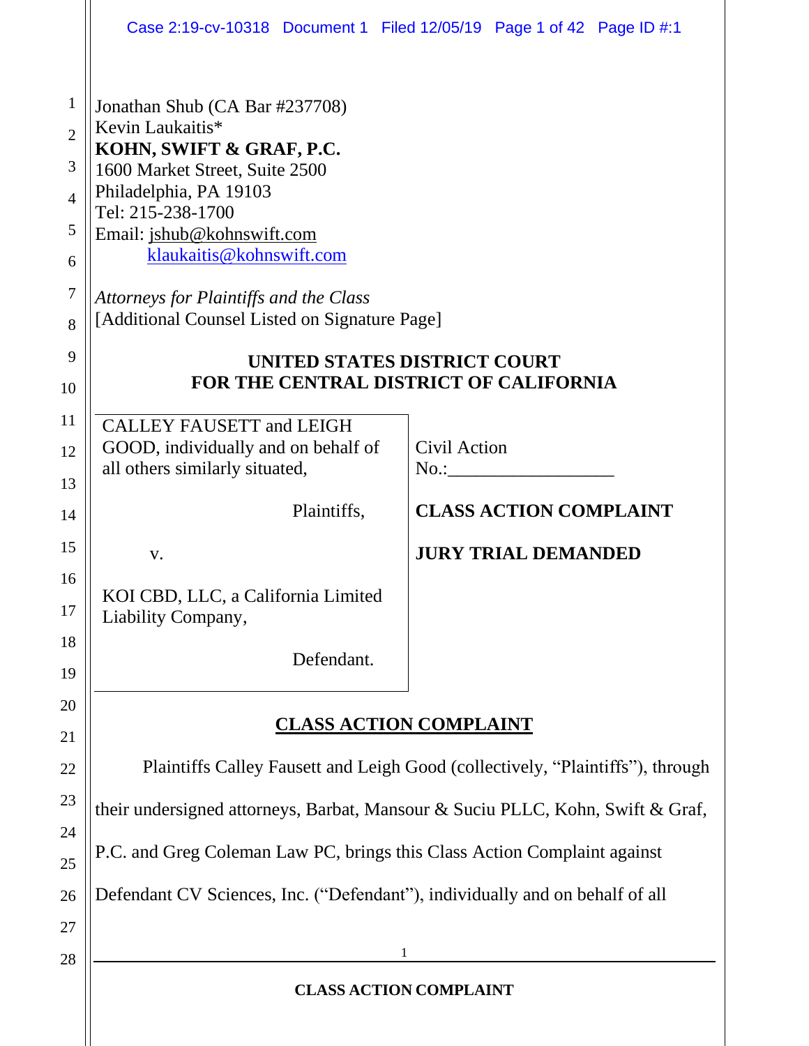Jonathan Shub (CA Bar #237708)
Kevin Laukaitis*
**KOHN, SWIFT & GRAF, P.C.**
1600 Market Street, Suite 2500
Philadelphia, PA 19103
Tel: 215-238-1700
Email: jshub@kohnswift.com
klaukaitis@kohnswift.com

*Attorneys for Plaintiffs and the Class*
[Additional Counsel Listed on Signature Page]

**UNITED STATES DISTRICT COURT**
**FOR THE CENTRAL DISTRICT OF CALIFORNIA**

| | |
|---|---|
| CALLEY FAUSETT and LEIGH GOOD, individually and on behalf of all others similarly situated,<br><br>Plaintiffs,<br><br>v.<br><br>KOI CBD, LLC, a California Limited Liability Company,<br><br>Defendant. | Civil Action No.:__________________<br><br>**CLASS ACTION COMPLAINT**<br><br>**JURY TRIAL DEMANDED** |

## CLASS ACTION COMPLAINT

Plaintiffs Calley Fausett and Leigh Good (collectively, "Plaintiffs"), through their undersigned attorneys, Barbat, Mansour & Suciu PLLC, Kohn, Swift & Graf, P.C. and Greg Coleman Law PC, brings this Class Action Complaint against Defendant CV Sciences, Inc. ("Defendant"), individually and on behalf of all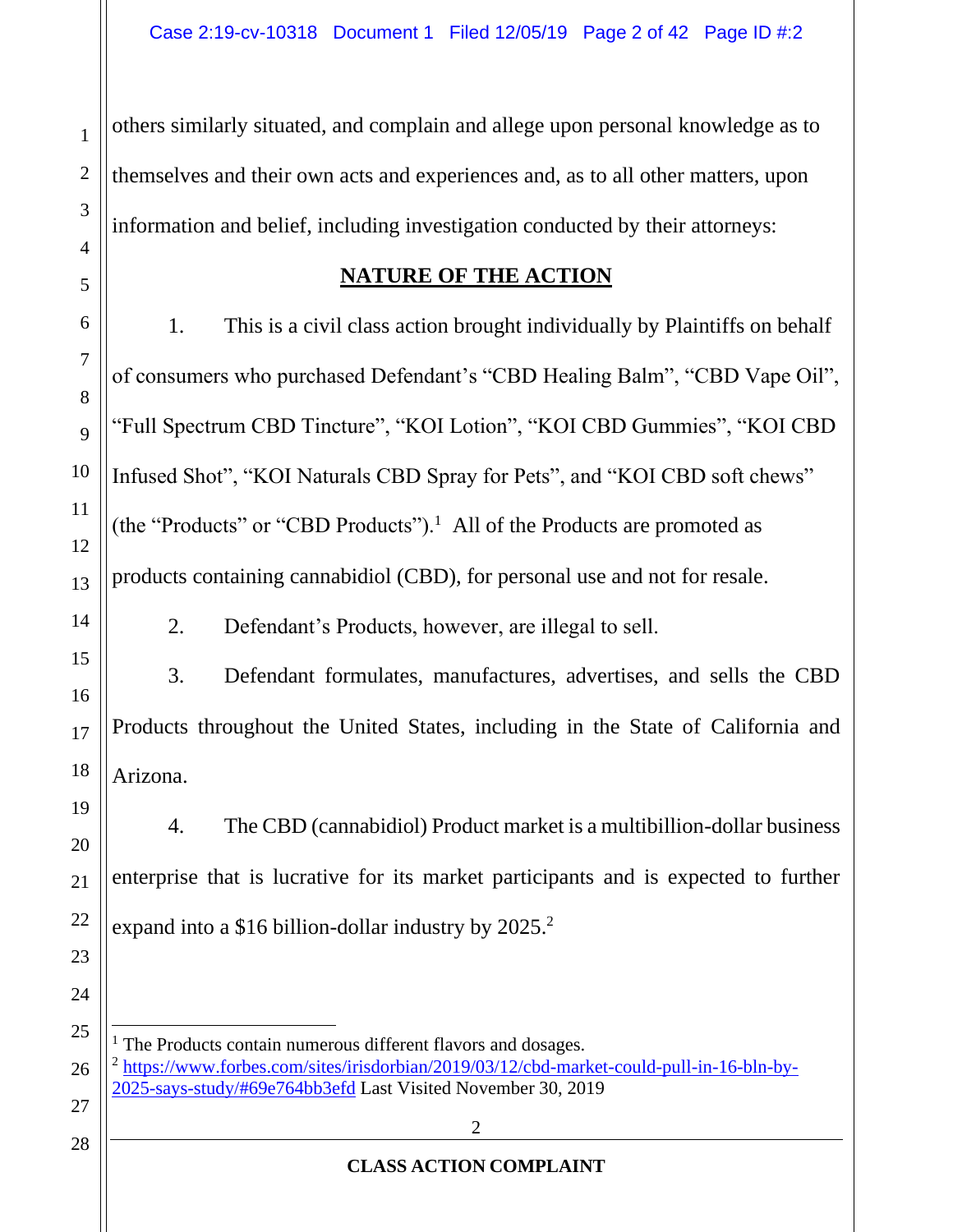others similarly situated, and complain and allege upon personal knowledge as to themselves and their own acts and experiences and, as to all other matters, upon information and belief, including investigation conducted by their attorneys:

## NATURE OF THE ACTION

1. This is a civil class action brought individually by Plaintiffs on behalf of consumers who purchased Defendant's "CBD Healing Balm", "CBD Vape Oil", "Full Spectrum CBD Tincture", "KOI Lotion", "KOI CBD Gummies", "KOI CBD Infused Shot", "KOI Naturals CBD Spray for Pets", and "KOI CBD soft chews" (the "Products" or "CBD Products").[1] All of the Products are promoted as products containing cannabidiol (CBD), for personal use and not for resale.

2. Defendant's Products, however, are illegal to sell.

3. Defendant formulates, manufactures, advertises, and sells the CBD Products throughout the United States, including in the State of California and Arizona.

4. The CBD (cannabidiol) Product market is a multibillion-dollar business enterprise that is lucrative for its market participants and is expected to further expand into a $16 billion-dollar industry by 2025.[2]

---

[1] The Products contain numerous different flavors and dosages.

[2] https://www.forbes.com/sites/irisdorbian/2019/03/12/cbd-market-could-pull-in-16-bln-by-2025-says-study/#69e764bb3efd Last Visited November 30, 2019

CLASS ACTION COMPLAINT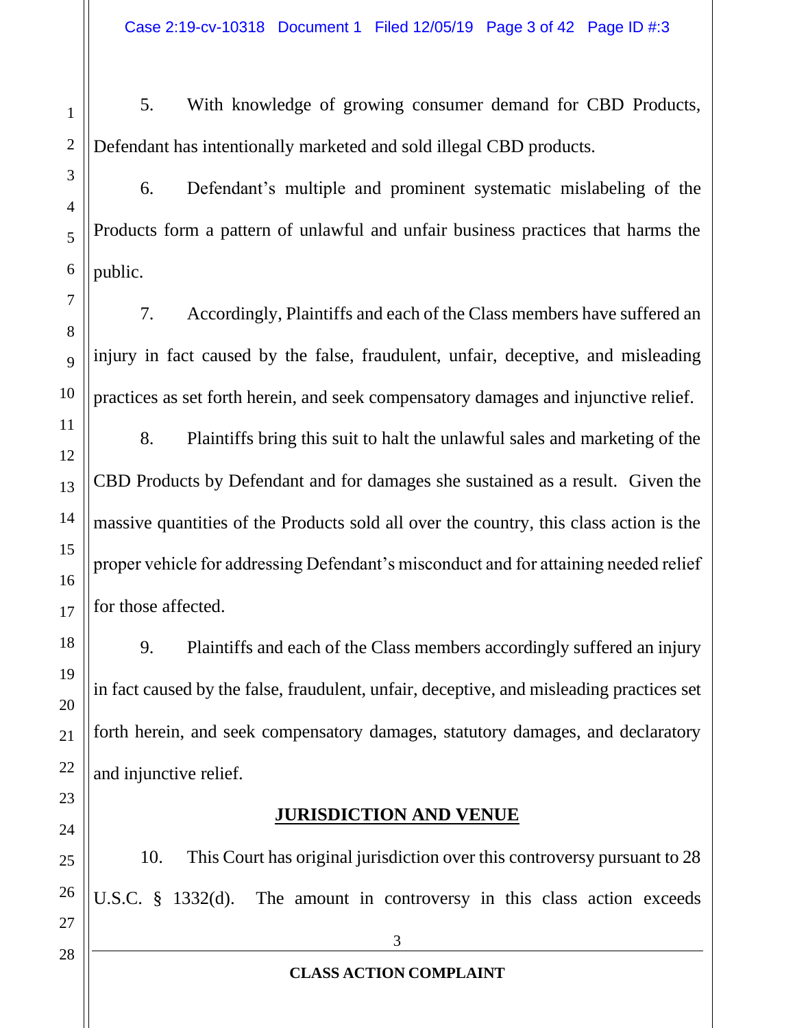5. With knowledge of growing consumer demand for CBD Products, Defendant has intentionally marketed and sold illegal CBD products.

6. Defendant's multiple and prominent systematic mislabeling of the Products form a pattern of unlawful and unfair business practices that harms the public.

7. Accordingly, Plaintiffs and each of the Class members have suffered an injury in fact caused by the false, fraudulent, unfair, deceptive, and misleading practices as set forth herein, and seek compensatory damages and injunctive relief.

8. Plaintiffs bring this suit to halt the unlawful sales and marketing of the CBD Products by Defendant and for damages she sustained as a result. Given the massive quantities of the Products sold all over the country, this class action is the proper vehicle for addressing Defendant's misconduct and for attaining needed relief for those affected.

9. Plaintiffs and each of the Class members accordingly suffered an injury in fact caused by the false, fraudulent, unfair, deceptive, and misleading practices set forth herein, and seek compensatory damages, statutory damages, and declaratory and injunctive relief.

## JURISDICTION AND VENUE

10. This Court has original jurisdiction over this controversy pursuant to 28 U.S.C. § 1332(d). The amount in controversy in this class action exceeds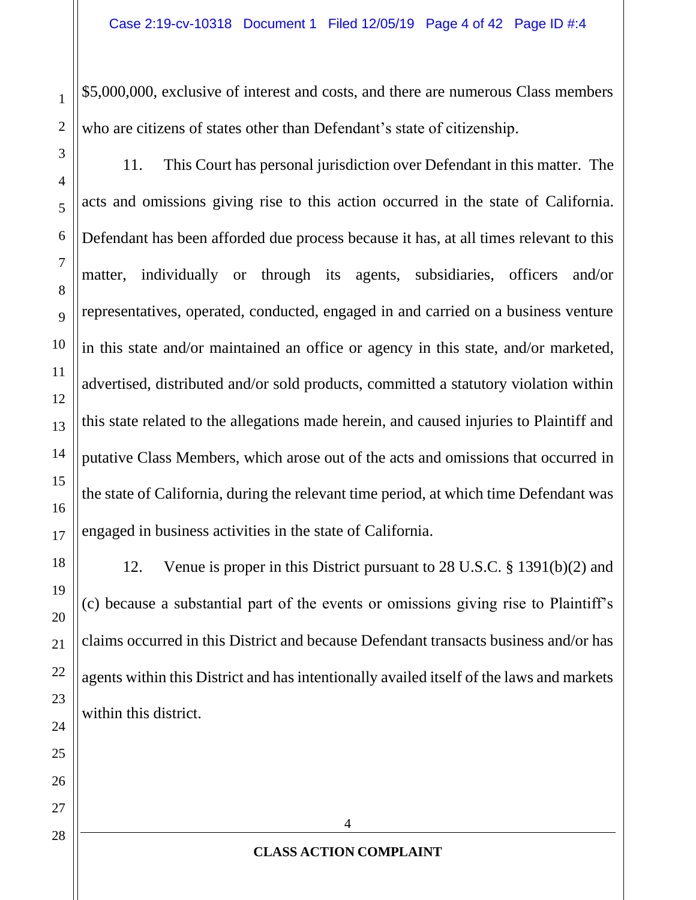$5,000,000, exclusive of interest and costs, and there are numerous Class members who are citizens of states other than Defendant's state of citizenship.

11. This Court has personal jurisdiction over Defendant in this matter. The acts and omissions giving rise to this action occurred in the state of California. Defendant has been afforded due process because it has, at all times relevant to this matter, individually or through its agents, subsidiaries, officers and/or representatives, operated, conducted, engaged in and carried on a business venture in this state and/or maintained an office or agency in this state, and/or marketed, advertised, distributed and/or sold products, committed a statutory violation within this state related to the allegations made herein, and caused injuries to Plaintiff and putative Class Members, which arose out of the acts and omissions that occurred in the state of California, during the relevant time period, at which time Defendant was engaged in business activities in the state of California.

12. Venue is proper in this District pursuant to 28 U.S.C. § 1391(b)(2) and (c) because a substantial part of the events or omissions giving rise to Plaintiff's claims occurred in this District and because Defendant transacts business and/or has agents within this District and has intentionally availed itself of the laws and markets within this district.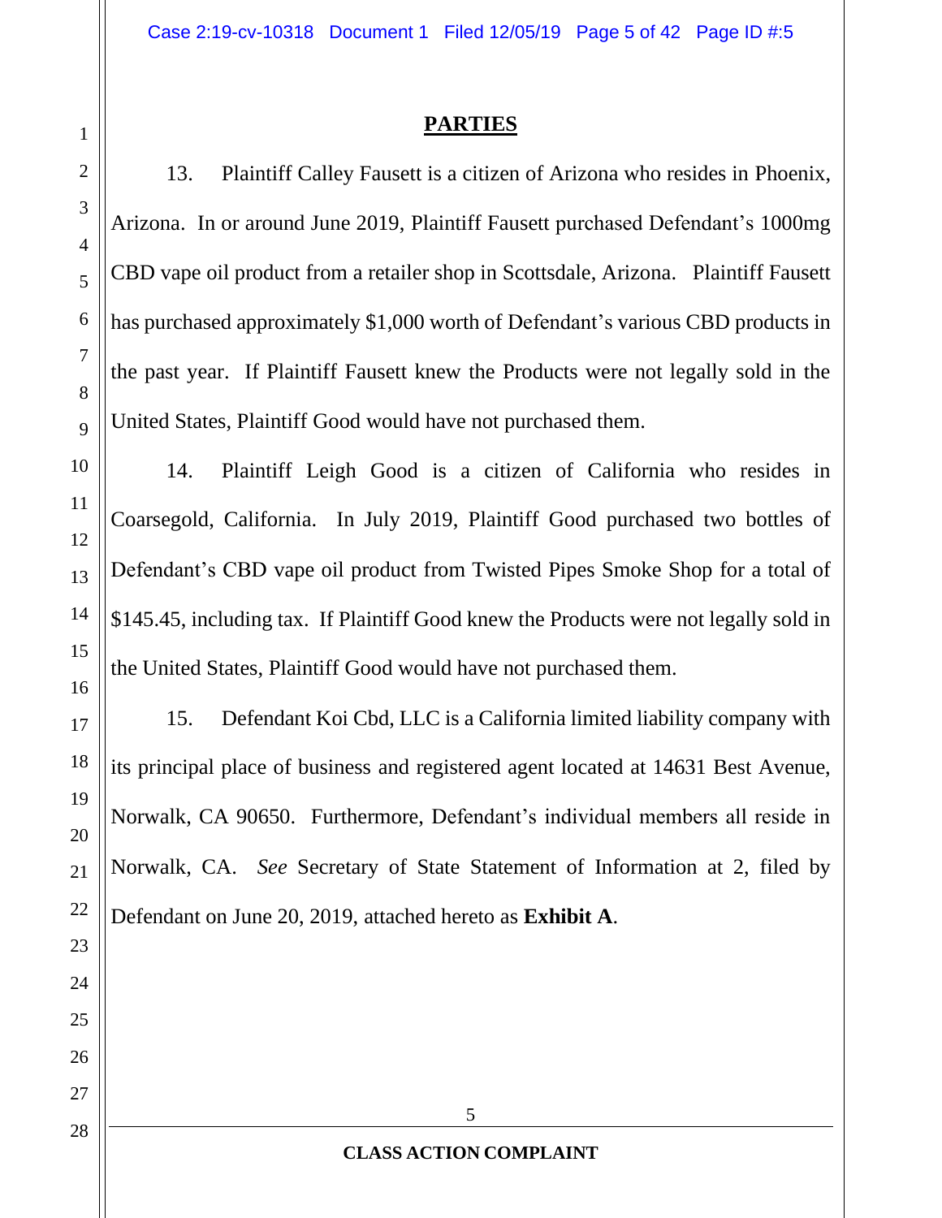## PARTIES

13. Plaintiff Calley Fausett is a citizen of Arizona who resides in Phoenix, Arizona. In or around June 2019, Plaintiff Fausett purchased Defendant's 1000mg CBD vape oil product from a retailer shop in Scottsdale, Arizona. Plaintiff Fausett has purchased approximately $1,000 worth of Defendant's various CBD products in the past year. If Plaintiff Fausett knew the Products were not legally sold in the United States, Plaintiff Good would have not purchased them.

14. Plaintiff Leigh Good is a citizen of California who resides in Coarsegold, California. In July 2019, Plaintiff Good purchased two bottles of Defendant's CBD vape oil product from Twisted Pipes Smoke Shop for a total of $145.45, including tax. If Plaintiff Good knew the Products were not legally sold in the United States, Plaintiff Good would have not purchased them.

15. Defendant Koi Cbd, LLC is a California limited liability company with its principal place of business and registered agent located at 14631 Best Avenue, Norwalk, CA 90650. Furthermore, Defendant's individual members all reside in Norwalk, CA. *See* Secretary of State Statement of Information at 2, filed by Defendant on June 20, 2019, attached hereto as **Exhibit A**.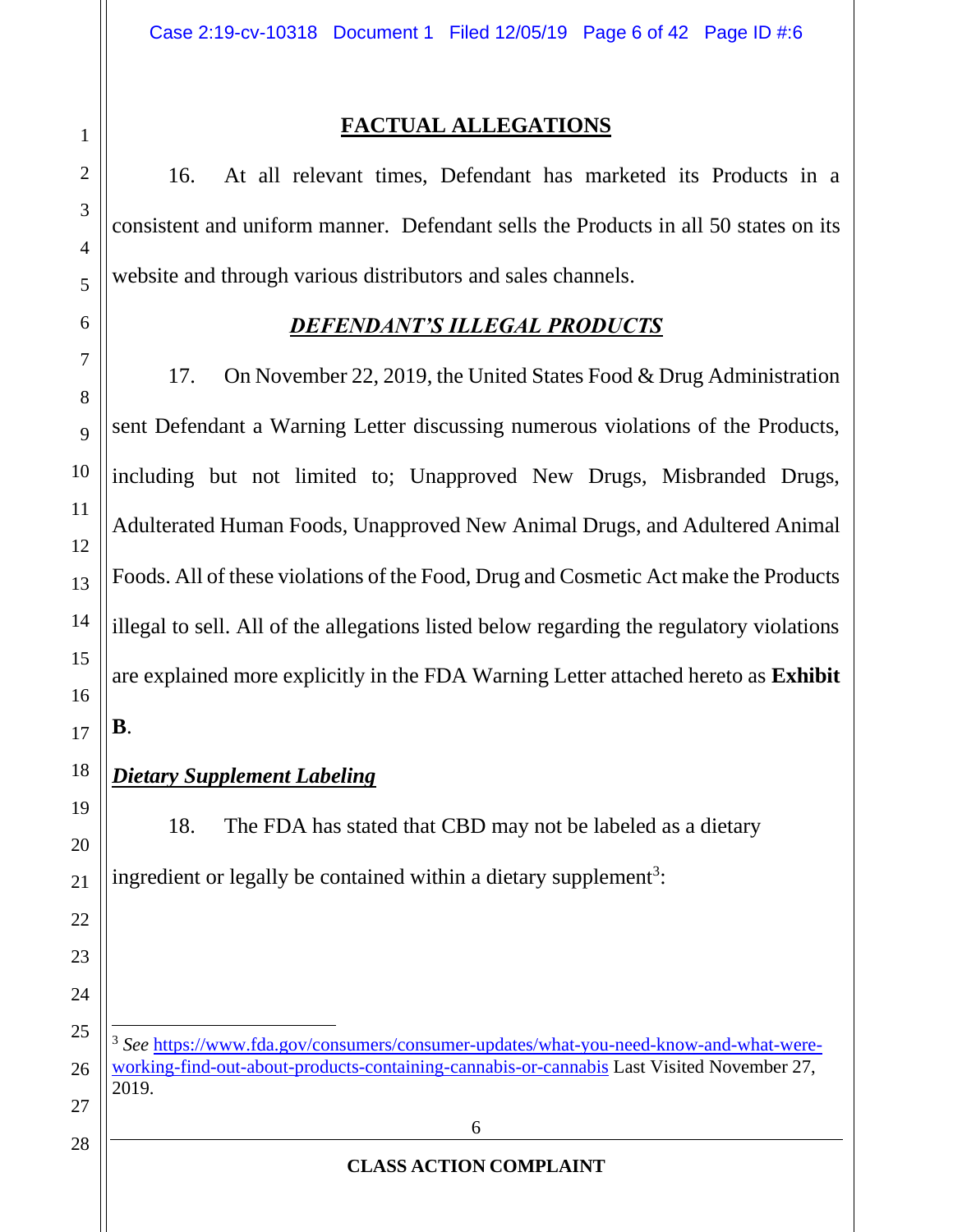## FACTUAL ALLEGATIONS

16. At all relevant times, Defendant has marketed its Products in a consistent and uniform manner. Defendant sells the Products in all 50 states on its website and through various distributors and sales channels.

### ***DEFENDANT'S ILLEGAL PRODUCTS***

17. On November 22, 2019, the United States Food & Drug Administration sent Defendant a Warning Letter discussing numerous violations of the Products, including but not limited to; Unapproved New Drugs, Misbranded Drugs, Adulterated Human Foods, Unapproved New Animal Drugs, and Adultered Animal Foods. All of these violations of the Food, Drug and Cosmetic Act make the Products illegal to sell. All of the allegations listed below regarding the regulatory violations are explained more explicitly in the FDA Warning Letter attached hereto as **Exhibit B**.

***Dietary Supplement Labeling***

18. The FDA has stated that CBD may not be labeled as a dietary ingredient or legally be contained within a dietary supplement[3]:

[3] *See* https://www.fda.gov/consumers/consumer-updates/what-you-need-know-and-what-were-working-find-out-about-products-containing-cannabis-or-cannabis Last Visited November 27, 2019.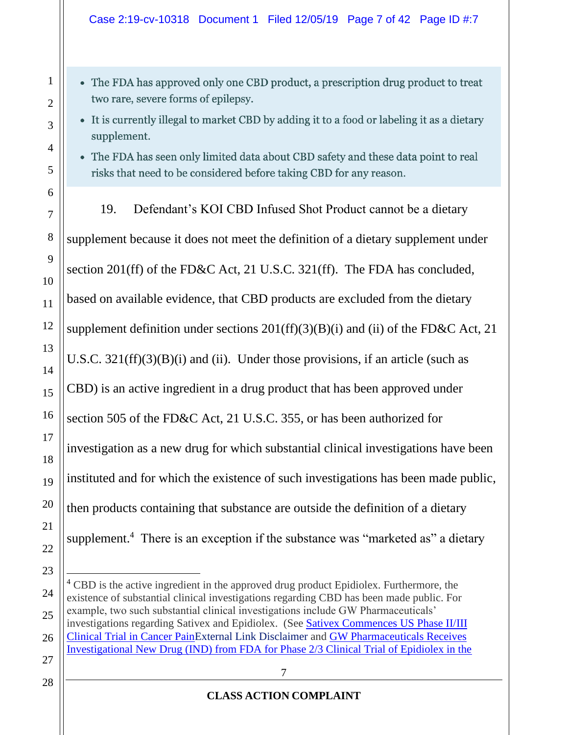- The FDA has approved only one CBD product, a prescription drug product to treat two rare, severe forms of epilepsy.
- It is currently illegal to market CBD by adding it to a food or labeling it as a dietary supplement.
- The FDA has seen only limited data about CBD safety and these data point to real risks that need to be considered before taking CBD for any reason.

19. Defendant's KOI CBD Infused Shot Product cannot be a dietary supplement because it does not meet the definition of a dietary supplement under section 201(ff) of the FD&C Act, 21 U.S.C. 321(ff). The FDA has concluded, based on available evidence, that CBD products are excluded from the dietary supplement definition under sections 201(ff)(3)(B)(i) and (ii) of the FD&C Act, 21 U.S.C. 321(ff)(3)(B)(i) and (ii). Under those provisions, if an article (such as CBD) is an active ingredient in a drug product that has been approved under section 505 of the FD&C Act, 21 U.S.C. 355, or has been authorized for investigation as a new drug for which substantial clinical investigations have been instituted and for which the existence of such investigations has been made public, then products containing that substance are outside the definition of a dietary supplement.[4] There is an exception if the substance was "marketed as" a dietary

---

[4] CBD is the active ingredient in the approved drug product Epidiolex. Furthermore, the existence of substantial clinical investigations regarding CBD has been made public. For example, two such substantial clinical investigations include GW Pharmaceuticals' investigations regarding Sativex and Epidiolex. (See Sativex Commences US Phase II/III Clinical Trial in Cancer PainExternal Link Disclaimer and GW Pharmaceuticals Receives Investigational New Drug (IND) from FDA for Phase 2/3 Clinical Trial of Epidiolex in the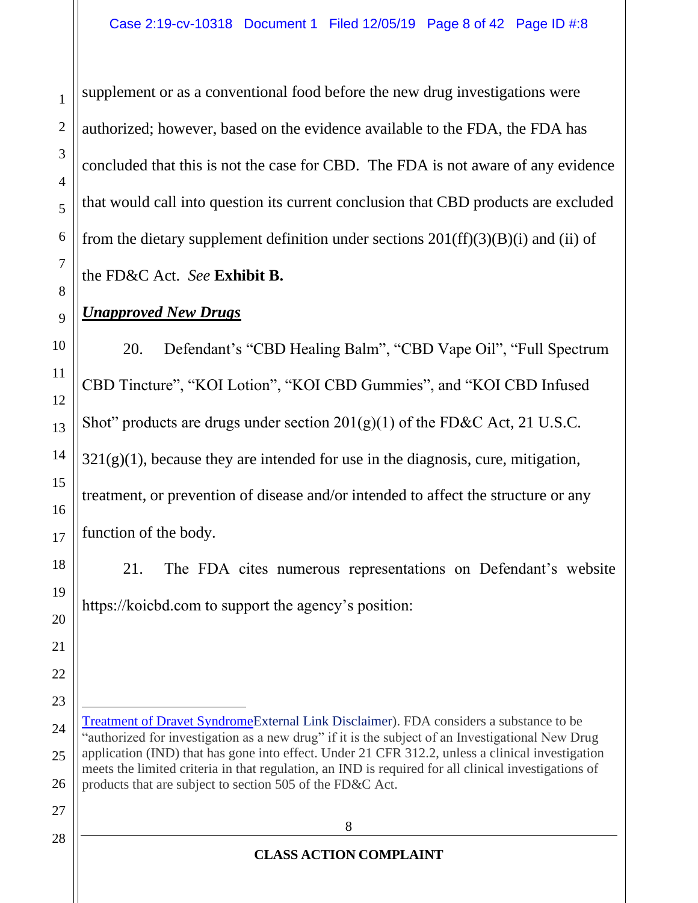supplement or as a conventional food before the new drug investigations were authorized; however, based on the evidence available to the FDA, the FDA has concluded that this is not the case for CBD. The FDA is not aware of any evidence that would call into question its current conclusion that CBD products are excluded from the dietary supplement definition under sections 201(ff)(3)(B)(i) and (ii) of the FD&C Act. *See* **Exhibit B.**

***Unapproved New Drugs***

20. Defendant's "CBD Healing Balm", "CBD Vape Oil", "Full Spectrum CBD Tincture", "KOI Lotion", "KOI CBD Gummies", and "KOI CBD Infused Shot" products are drugs under section 201(g)(1) of the FD&C Act, 21 U.S.C. 321(g)(1), because they are intended for use in the diagnosis, cure, mitigation, treatment, or prevention of disease and/or intended to affect the structure or any function of the body.

21. The FDA cites numerous representations on Defendant's website https://koicbd.com to support the agency's position:

---

Treatment of Dravet SyndromeExternal Link Disclaimer). FDA considers a substance to be "authorized for investigation as a new drug" if it is the subject of an Investigational New Drug application (IND) that has gone into effect. Under 21 CFR 312.2, unless a clinical investigation meets the limited criteria in that regulation, an IND is required for all clinical investigations of products that are subject to section 505 of the FD&C Act.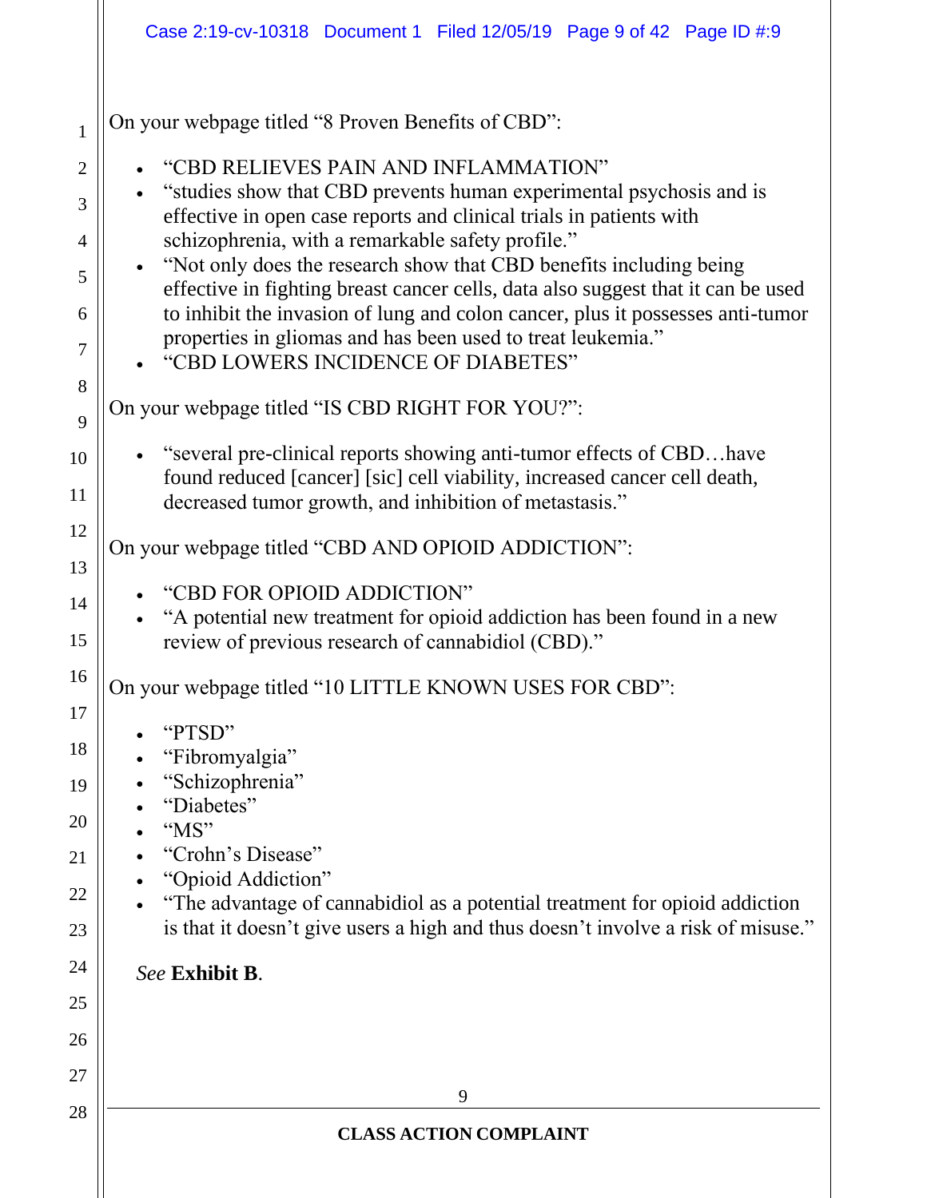On your webpage titled "8 Proven Benefits of CBD":

- "CBD RELIEVES PAIN AND INFLAMMATION"
- "studies show that CBD prevents human experimental psychosis and is effective in open case reports and clinical trials in patients with schizophrenia, with a remarkable safety profile."
- "Not only does the research show that CBD benefits including being effective in fighting breast cancer cells, data also suggest that it can be used to inhibit the invasion of lung and colon cancer, plus it possesses anti-tumor properties in gliomas and has been used to treat leukemia."
- "CBD LOWERS INCIDENCE OF DIABETES"

On your webpage titled "IS CBD RIGHT FOR YOU?":

- "several pre-clinical reports showing anti-tumor effects of CBD…have found reduced [cancer] [sic] cell viability, increased cancer cell death, decreased tumor growth, and inhibition of metastasis."

On your webpage titled "CBD AND OPIOID ADDICTION":

- "CBD FOR OPIOID ADDICTION"
- "A potential new treatment for opioid addiction has been found in a new review of previous research of cannabidiol (CBD)."

On your webpage titled "10 LITTLE KNOWN USES FOR CBD":

- "PTSD"
- "Fibromyalgia"
- "Schizophrenia"
- "Diabetes"
- "MS"
- "Crohn's Disease"
- "Opioid Addiction"
- "The advantage of cannabidiol as a potential treatment for opioid addiction is that it doesn't give users a high and thus doesn't involve a risk of misuse."

*See* **Exhibit B**.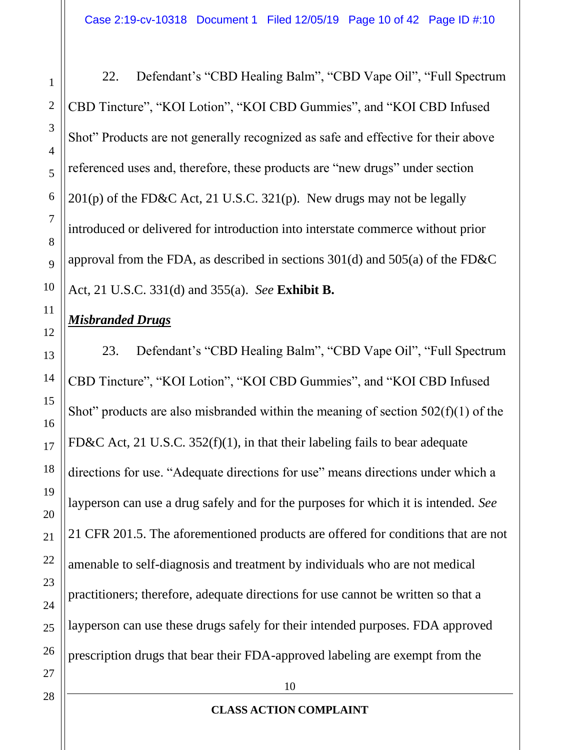22. Defendant's "CBD Healing Balm", "CBD Vape Oil", "Full Spectrum CBD Tincture", "KOI Lotion", "KOI CBD Gummies", and "KOI CBD Infused Shot" Products are not generally recognized as safe and effective for their above referenced uses and, therefore, these products are "new drugs" under section 201(p) of the FD&C Act, 21 U.S.C. 321(p). New drugs may not be legally introduced or delivered for introduction into interstate commerce without prior approval from the FDA, as described in sections 301(d) and 505(a) of the FD&C Act, 21 U.S.C. 331(d) and 355(a). *See* **Exhibit B.**

***Misbranded Drugs***

23. Defendant's "CBD Healing Balm", "CBD Vape Oil", "Full Spectrum CBD Tincture", "KOI Lotion", "KOI CBD Gummies", and "KOI CBD Infused Shot" products are also misbranded within the meaning of section 502(f)(1) of the FD&C Act, 21 U.S.C. 352(f)(1), in that their labeling fails to bear adequate directions for use. "Adequate directions for use" means directions under which a layperson can use a drug safely and for the purposes for which it is intended. *See* 21 CFR 201.5. The aforementioned products are offered for conditions that are not amenable to self-diagnosis and treatment by individuals who are not medical practitioners; therefore, adequate directions for use cannot be written so that a layperson can use these drugs safely for their intended purposes. FDA approved prescription drugs that bear their FDA-approved labeling are exempt from the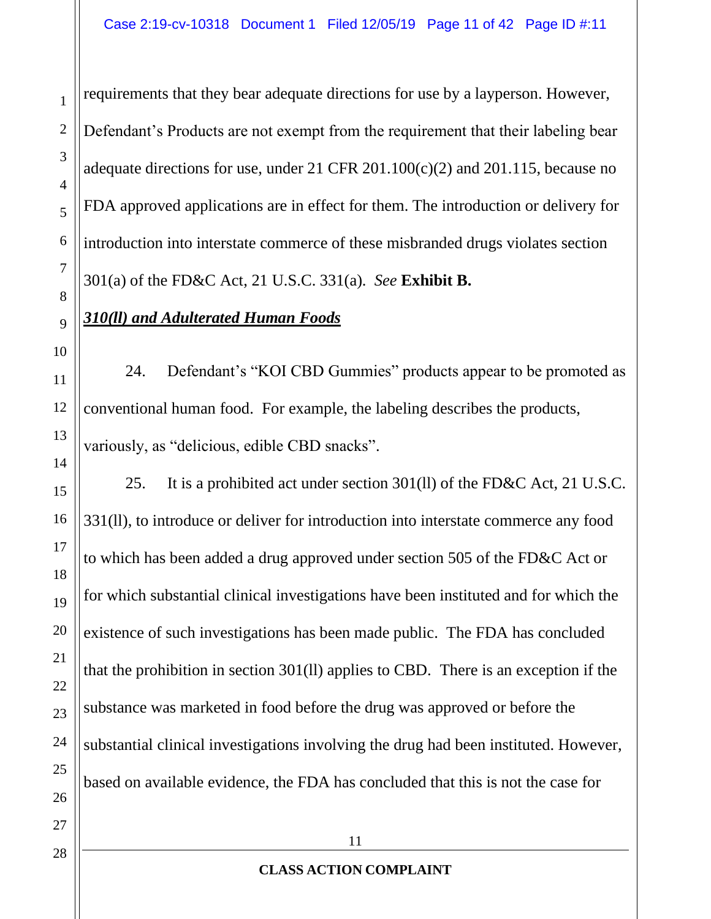requirements that they bear adequate directions for use by a layperson. However, Defendant's Products are not exempt from the requirement that their labeling bear adequate directions for use, under 21 CFR 201.100(c)(2) and 201.115, because no FDA approved applications are in effect for them. The introduction or delivery for introduction into interstate commerce of these misbranded drugs violates section 301(a) of the FD&C Act, 21 U.S.C. 331(a). *See* **Exhibit B.**

***310(ll) and Adulterated Human Foods***

24. Defendant's "KOI CBD Gummies" products appear to be promoted as conventional human food. For example, the labeling describes the products, variously, as "delicious, edible CBD snacks".

25. It is a prohibited act under section 301(ll) of the FD&C Act, 21 U.S.C. 331(ll), to introduce or deliver for introduction into interstate commerce any food to which has been added a drug approved under section 505 of the FD&C Act or for which substantial clinical investigations have been instituted and for which the existence of such investigations has been made public. The FDA has concluded that the prohibition in section 301(ll) applies to CBD. There is an exception if the substance was marketed in food before the drug was approved or before the substantial clinical investigations involving the drug had been instituted. However, based on available evidence, the FDA has concluded that this is not the case for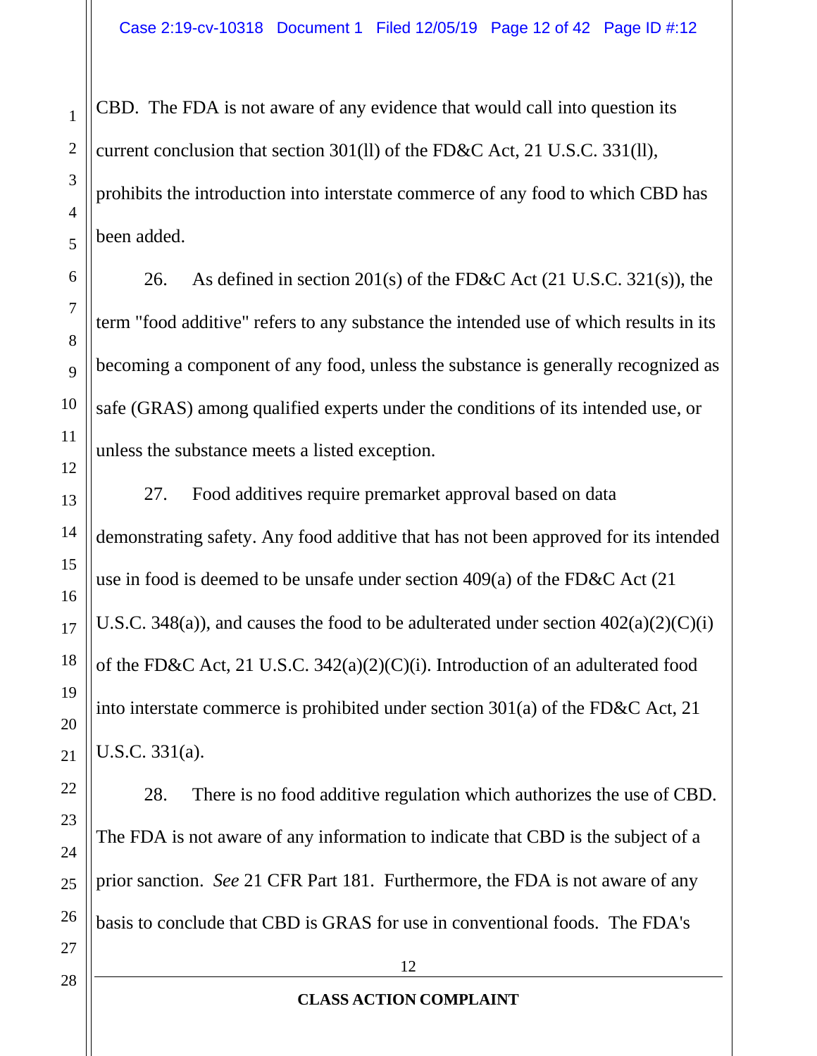CBD. The FDA is not aware of any evidence that would call into question its current conclusion that section 301(ll) of the FD&C Act, 21 U.S.C. 331(ll), prohibits the introduction into interstate commerce of any food to which CBD has been added.

26. As defined in section 201(s) of the FD&C Act (21 U.S.C. 321(s)), the term "food additive" refers to any substance the intended use of which results in its becoming a component of any food, unless the substance is generally recognized as safe (GRAS) among qualified experts under the conditions of its intended use, or unless the substance meets a listed exception.

27. Food additives require premarket approval based on data demonstrating safety. Any food additive that has not been approved for its intended use in food is deemed to be unsafe under section 409(a) of the FD&C Act (21 U.S.C. 348(a)), and causes the food to be adulterated under section 402(a)(2)(C)(i) of the FD&C Act, 21 U.S.C. 342(a)(2)(C)(i). Introduction of an adulterated food into interstate commerce is prohibited under section 301(a) of the FD&C Act, 21 U.S.C. 331(a).

28. There is no food additive regulation which authorizes the use of CBD. The FDA is not aware of any information to indicate that CBD is the subject of a prior sanction. *See* 21 CFR Part 181. Furthermore, the FDA is not aware of any basis to conclude that CBD is GRAS for use in conventional foods. The FDA's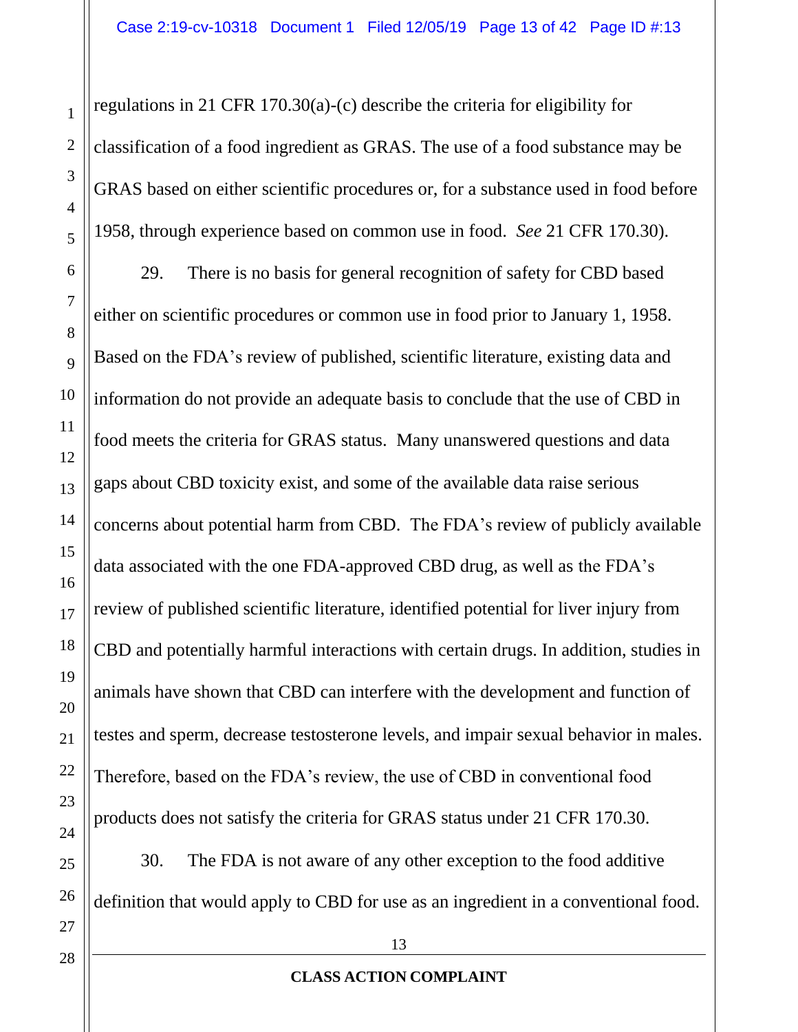regulations in 21 CFR 170.30(a)-(c) describe the criteria for eligibility for classification of a food ingredient as GRAS. The use of a food substance may be GRAS based on either scientific procedures or, for a substance used in food before 1958, through experience based on common use in food. *See* 21 CFR 170.30).

29. There is no basis for general recognition of safety for CBD based either on scientific procedures or common use in food prior to January 1, 1958. Based on the FDA's review of published, scientific literature, existing data and information do not provide an adequate basis to conclude that the use of CBD in food meets the criteria for GRAS status. Many unanswered questions and data gaps about CBD toxicity exist, and some of the available data raise serious concerns about potential harm from CBD. The FDA's review of publicly available data associated with the one FDA-approved CBD drug, as well as the FDA's review of published scientific literature, identified potential for liver injury from CBD and potentially harmful interactions with certain drugs. In addition, studies in animals have shown that CBD can interfere with the development and function of testes and sperm, decrease testosterone levels, and impair sexual behavior in males. Therefore, based on the FDA's review, the use of CBD in conventional food products does not satisfy the criteria for GRAS status under 21 CFR 170.30.

30. The FDA is not aware of any other exception to the food additive definition that would apply to CBD for use as an ingredient in a conventional food.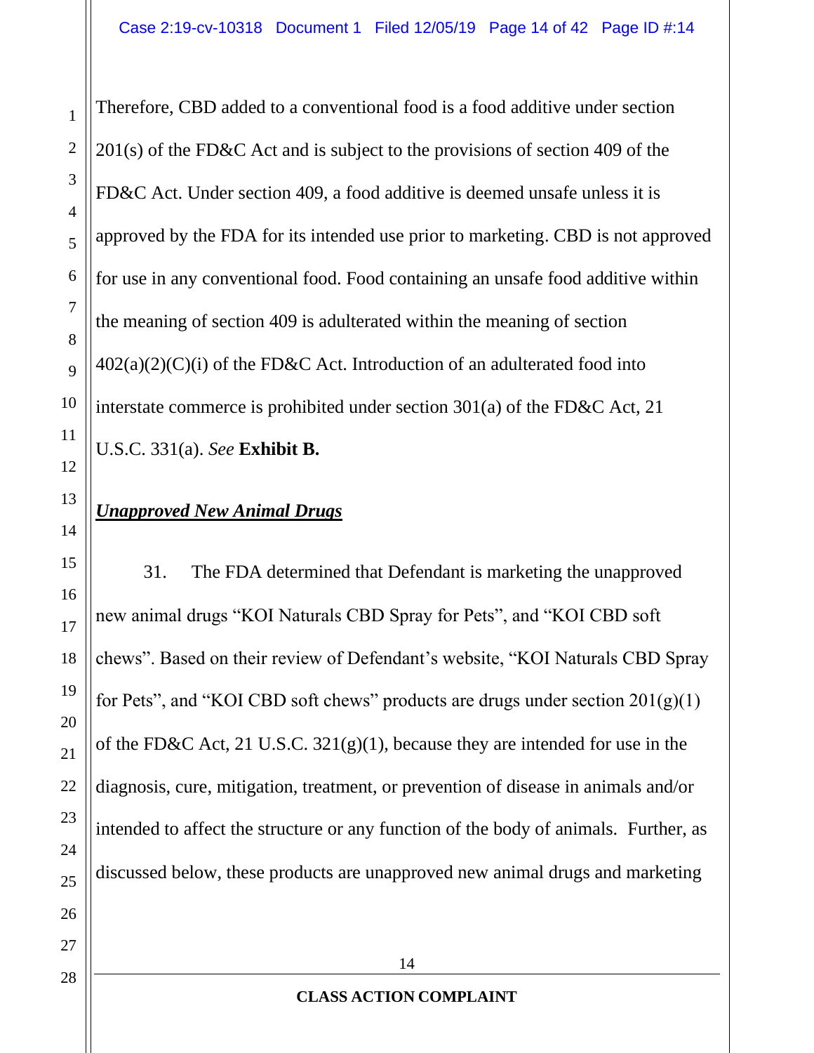Therefore, CBD added to a conventional food is a food additive under section 201(s) of the FD&C Act and is subject to the provisions of section 409 of the FD&C Act. Under section 409, a food additive is deemed unsafe unless it is approved by the FDA for its intended use prior to marketing. CBD is not approved for use in any conventional food. Food containing an unsafe food additive within the meaning of section 409 is adulterated within the meaning of section 402(a)(2)(C)(i) of the FD&C Act. Introduction of an adulterated food into interstate commerce is prohibited under section 301(a) of the FD&C Act, 21 U.S.C. 331(a). *See* **Exhibit B.**

***Unapproved New Animal Drugs***

31. The FDA determined that Defendant is marketing the unapproved new animal drugs "KOI Naturals CBD Spray for Pets", and "KOI CBD soft chews". Based on their review of Defendant's website, "KOI Naturals CBD Spray for Pets", and "KOI CBD soft chews" products are drugs under section 201(g)(1) of the FD&C Act, 21 U.S.C. 321(g)(1), because they are intended for use in the diagnosis, cure, mitigation, treatment, or prevention of disease in animals and/or intended to affect the structure or any function of the body of animals. Further, as discussed below, these products are unapproved new animal drugs and marketing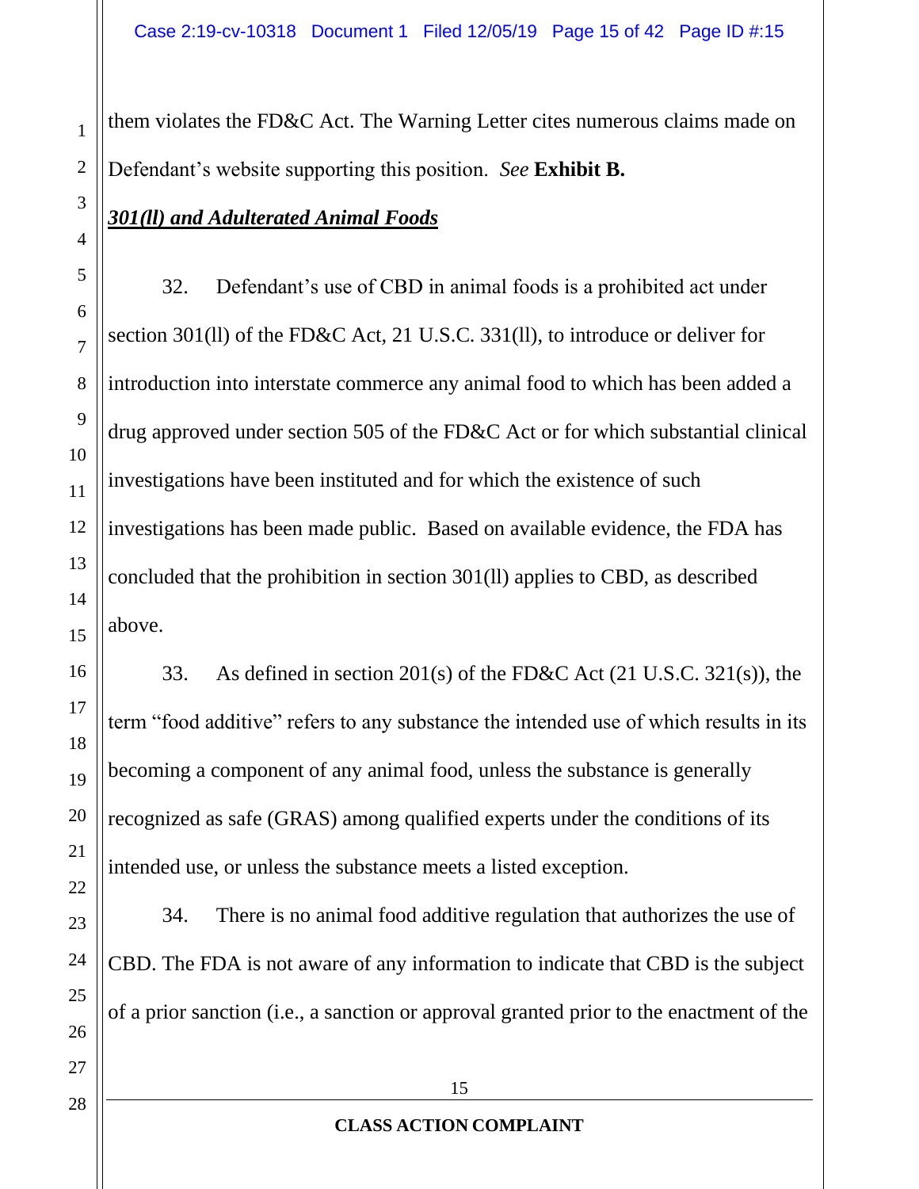them violates the FD&C Act. The Warning Letter cites numerous claims made on Defendant's website supporting this position. *See* **Exhibit B.**

***301(ll) and Adulterated Animal Foods***

32. Defendant's use of CBD in animal foods is a prohibited act under section 301(ll) of the FD&C Act, 21 U.S.C. 331(ll), to introduce or deliver for introduction into interstate commerce any animal food to which has been added a drug approved under section 505 of the FD&C Act or for which substantial clinical investigations have been instituted and for which the existence of such investigations has been made public. Based on available evidence, the FDA has concluded that the prohibition in section 301(ll) applies to CBD, as described above.

33. As defined in section 201(s) of the FD&C Act (21 U.S.C. 321(s)), the term "food additive" refers to any substance the intended use of which results in its becoming a component of any animal food, unless the substance is generally recognized as safe (GRAS) among qualified experts under the conditions of its intended use, or unless the substance meets a listed exception.

34. There is no animal food additive regulation that authorizes the use of CBD. The FDA is not aware of any information to indicate that CBD is the subject of a prior sanction (i.e., a sanction or approval granted prior to the enactment of the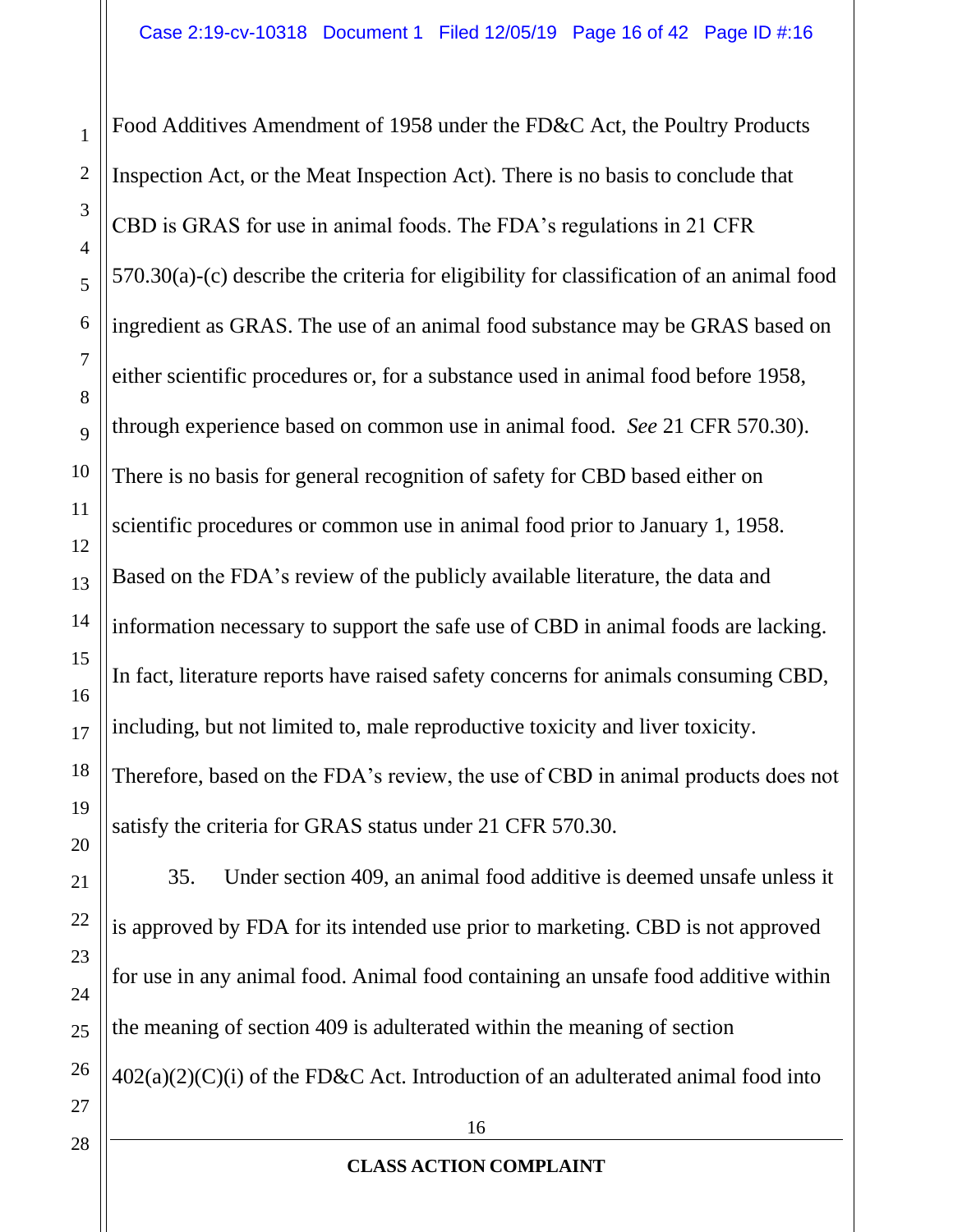Food Additives Amendment of 1958 under the FD&C Act, the Poultry Products Inspection Act, or the Meat Inspection Act). There is no basis to conclude that CBD is GRAS for use in animal foods. The FDA's regulations in 21 CFR 570.30(a)-(c) describe the criteria for eligibility for classification of an animal food ingredient as GRAS. The use of an animal food substance may be GRAS based on either scientific procedures or, for a substance used in animal food before 1958, through experience based on common use in animal food. *See* 21 CFR 570.30). There is no basis for general recognition of safety for CBD based either on scientific procedures or common use in animal food prior to January 1, 1958. Based on the FDA's review of the publicly available literature, the data and information necessary to support the safe use of CBD in animal foods are lacking. In fact, literature reports have raised safety concerns for animals consuming CBD, including, but not limited to, male reproductive toxicity and liver toxicity. Therefore, based on the FDA's review, the use of CBD in animal products does not satisfy the criteria for GRAS status under 21 CFR 570.30.

35. Under section 409, an animal food additive is deemed unsafe unless it is approved by FDA for its intended use prior to marketing. CBD is not approved for use in any animal food. Animal food containing an unsafe food additive within the meaning of section 409 is adulterated within the meaning of section 402(a)(2)(C)(i) of the FD&C Act. Introduction of an adulterated animal food into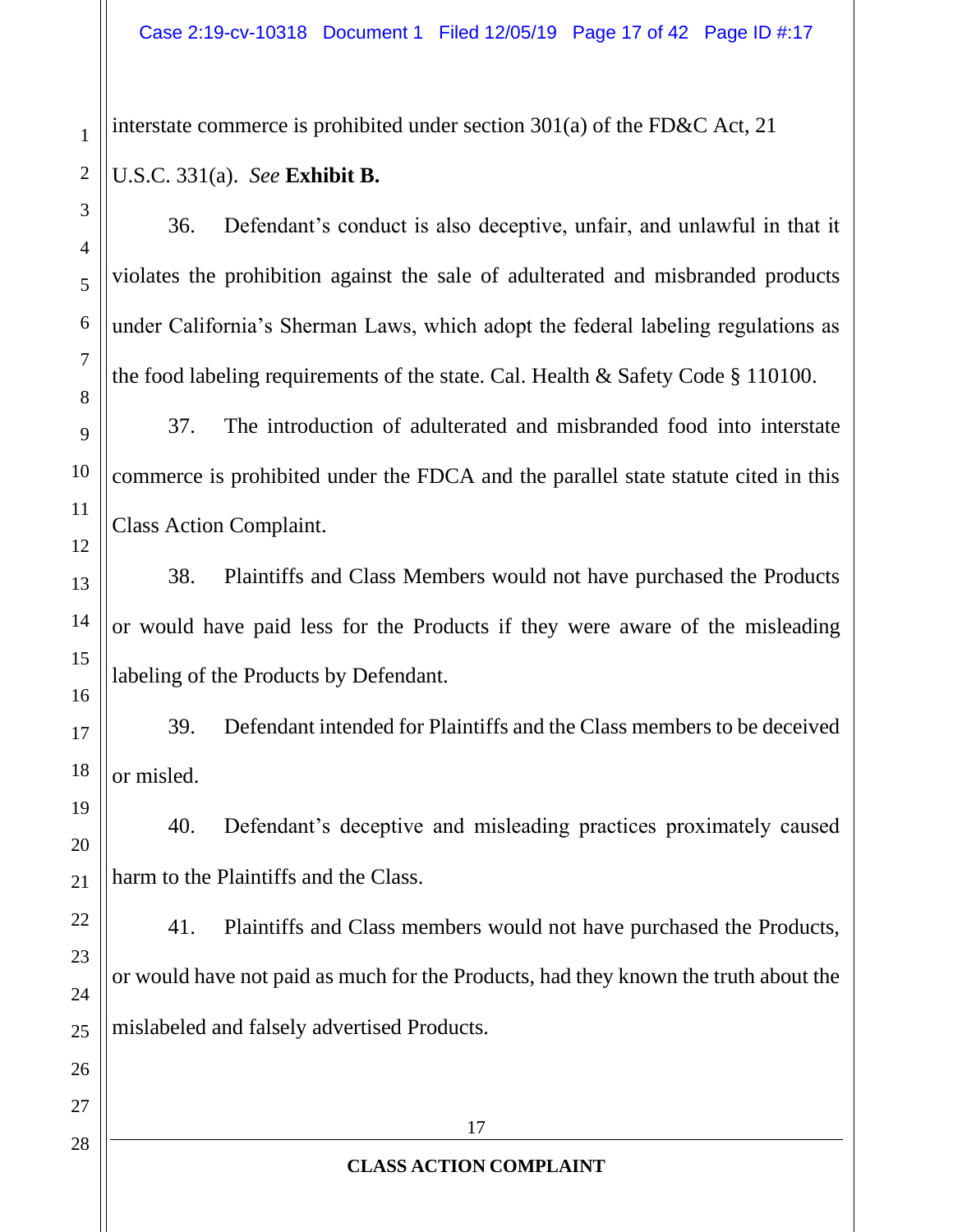interstate commerce is prohibited under section 301(a) of the FD&C Act, 21 U.S.C. 331(a). *See* **Exhibit B.**

36. Defendant's conduct is also deceptive, unfair, and unlawful in that it violates the prohibition against the sale of adulterated and misbranded products under California's Sherman Laws, which adopt the federal labeling regulations as the food labeling requirements of the state. Cal. Health & Safety Code § 110100.

37. The introduction of adulterated and misbranded food into interstate commerce is prohibited under the FDCA and the parallel state statute cited in this Class Action Complaint.

38. Plaintiffs and Class Members would not have purchased the Products or would have paid less for the Products if they were aware of the misleading labeling of the Products by Defendant.

39. Defendant intended for Plaintiffs and the Class members to be deceived or misled.

40. Defendant's deceptive and misleading practices proximately caused harm to the Plaintiffs and the Class.

41. Plaintiffs and Class members would not have purchased the Products, or would have not paid as much for the Products, had they known the truth about the mislabeled and falsely advertised Products.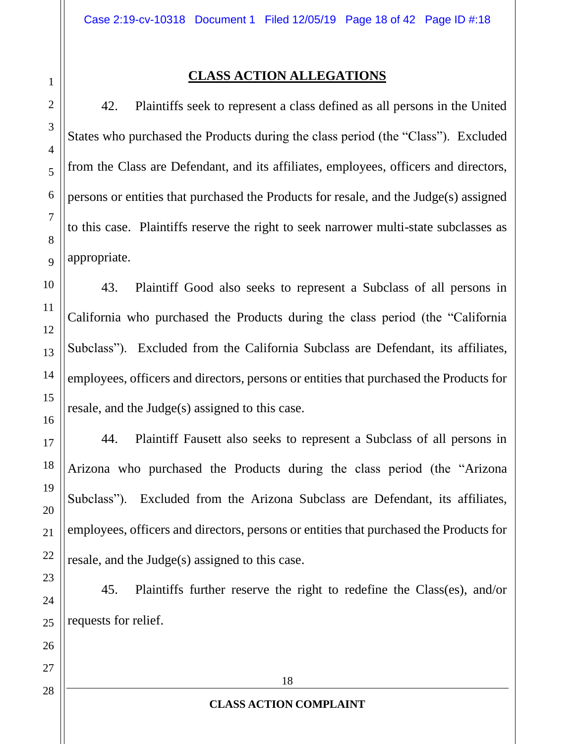## CLASS ACTION ALLEGATIONS

42. Plaintiffs seek to represent a class defined as all persons in the United States who purchased the Products during the class period (the "Class"). Excluded from the Class are Defendant, and its affiliates, employees, officers and directors, persons or entities that purchased the Products for resale, and the Judge(s) assigned to this case. Plaintiffs reserve the right to seek narrower multi-state subclasses as appropriate.

43. Plaintiff Good also seeks to represent a Subclass of all persons in California who purchased the Products during the class period (the "California Subclass"). Excluded from the California Subclass are Defendant, its affiliates, employees, officers and directors, persons or entities that purchased the Products for resale, and the Judge(s) assigned to this case.

44. Plaintiff Fausett also seeks to represent a Subclass of all persons in Arizona who purchased the Products during the class period (the "Arizona Subclass"). Excluded from the Arizona Subclass are Defendant, its affiliates, employees, officers and directors, persons or entities that purchased the Products for resale, and the Judge(s) assigned to this case.

45. Plaintiffs further reserve the right to redefine the Class(es), and/or requests for relief.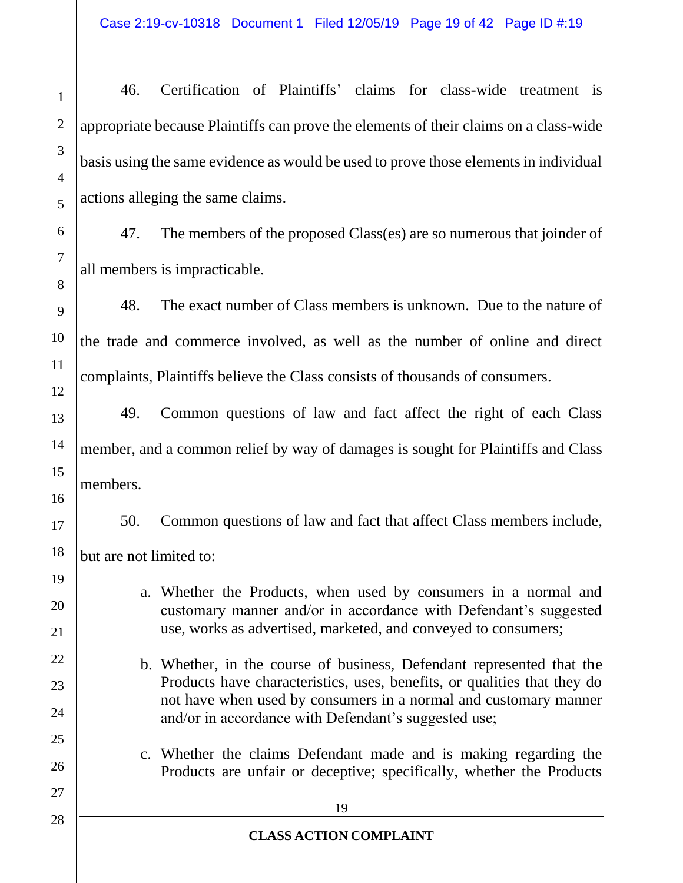46. Certification of Plaintiffs' claims for class-wide treatment is appropriate because Plaintiffs can prove the elements of their claims on a class-wide basis using the same evidence as would be used to prove those elements in individual actions alleging the same claims.

47. The members of the proposed Class(es) are so numerous that joinder of all members is impracticable.

48. The exact number of Class members is unknown. Due to the nature of the trade and commerce involved, as well as the number of online and direct complaints, Plaintiffs believe the Class consists of thousands of consumers.

49. Common questions of law and fact affect the right of each Class member, and a common relief by way of damages is sought for Plaintiffs and Class members.

50. Common questions of law and fact that affect Class members include, but are not limited to:

a. Whether the Products, when used by consumers in a normal and customary manner and/or in accordance with Defendant's suggested use, works as advertised, marketed, and conveyed to consumers;

b. Whether, in the course of business, Defendant represented that the Products have characteristics, uses, benefits, or qualities that they do not have when used by consumers in a normal and customary manner and/or in accordance with Defendant's suggested use;

c. Whether the claims Defendant made and is making regarding the Products are unfair or deceptive; specifically, whether the Products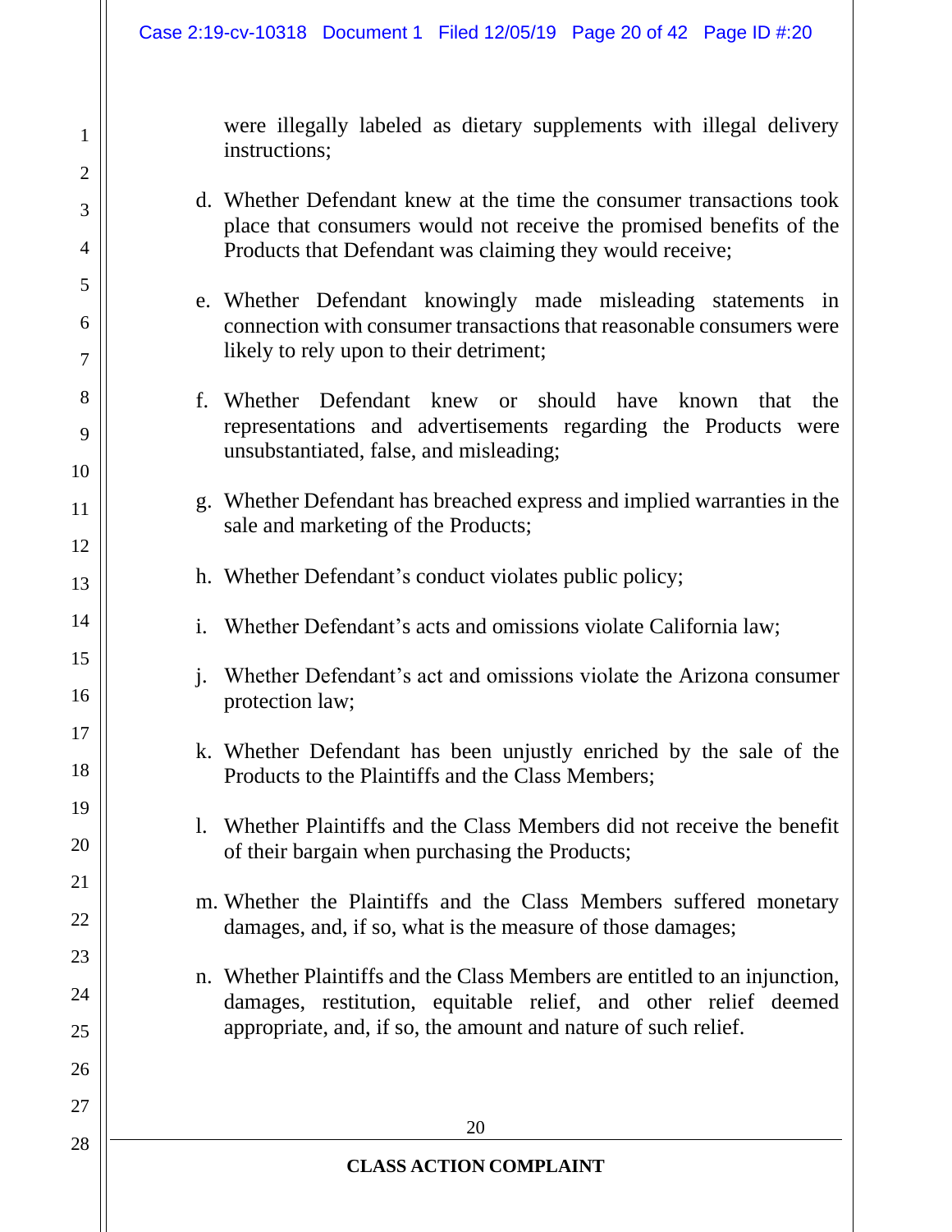were illegally labeled as dietary supplements with illegal delivery instructions;

d. Whether Defendant knew at the time the consumer transactions took place that consumers would not receive the promised benefits of the Products that Defendant was claiming they would receive;

e. Whether Defendant knowingly made misleading statements in connection with consumer transactions that reasonable consumers were likely to rely upon to their detriment;

f. Whether Defendant knew or should have known that the representations and advertisements regarding the Products were unsubstantiated, false, and misleading;

g. Whether Defendant has breached express and implied warranties in the sale and marketing of the Products;

h. Whether Defendant's conduct violates public policy;

i. Whether Defendant's acts and omissions violate California law;

j. Whether Defendant's act and omissions violate the Arizona consumer protection law;

k. Whether Defendant has been unjustly enriched by the sale of the Products to the Plaintiffs and the Class Members;

l. Whether Plaintiffs and the Class Members did not receive the benefit of their bargain when purchasing the Products;

m. Whether the Plaintiffs and the Class Members suffered monetary damages, and, if so, what is the measure of those damages;

n. Whether Plaintiffs and the Class Members are entitled to an injunction, damages, restitution, equitable relief, and other relief deemed appropriate, and, if so, the amount and nature of such relief.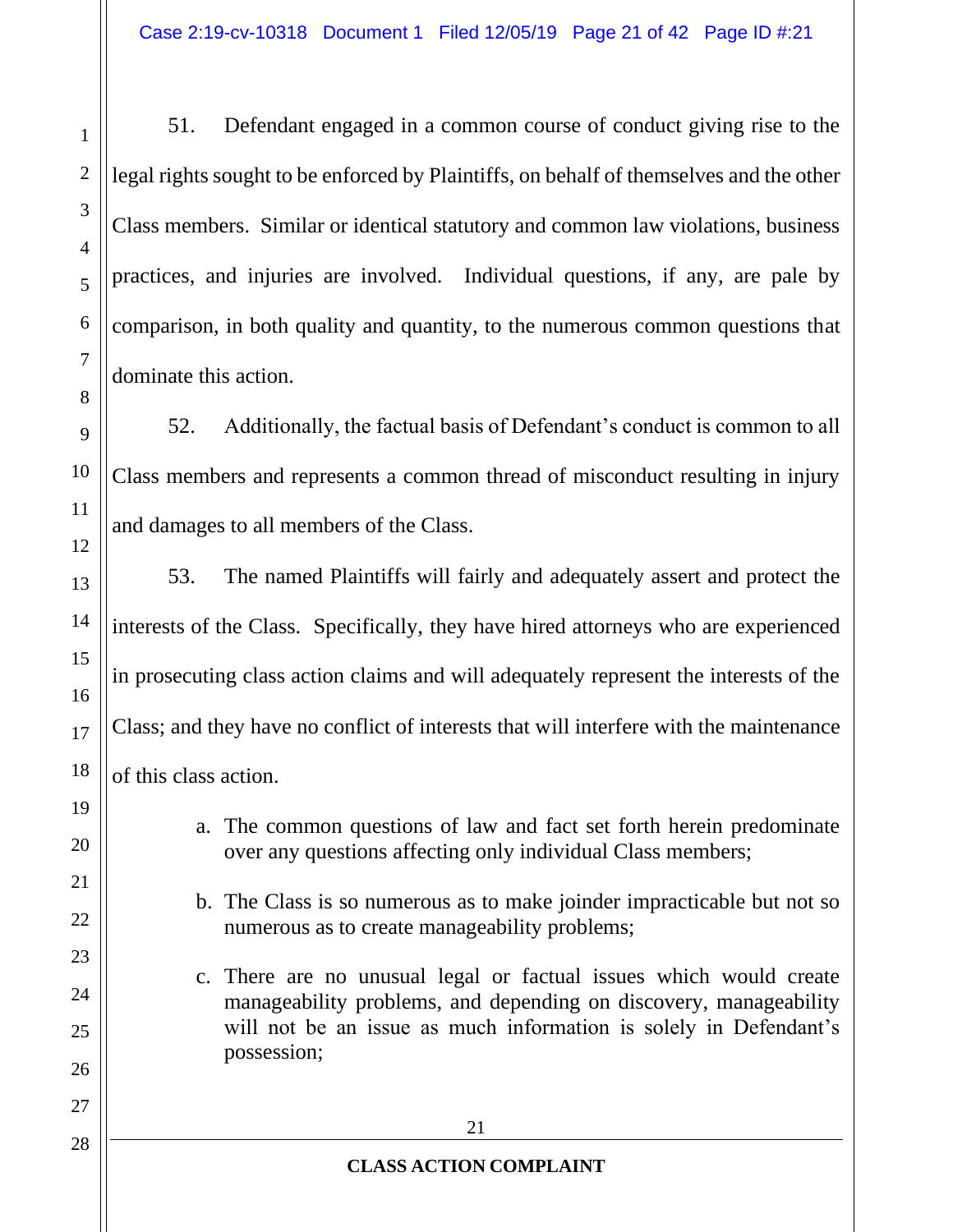51. Defendant engaged in a common course of conduct giving rise to the legal rights sought to be enforced by Plaintiffs, on behalf of themselves and the other Class members. Similar or identical statutory and common law violations, business practices, and injuries are involved. Individual questions, if any, are pale by comparison, in both quality and quantity, to the numerous common questions that dominate this action.

52. Additionally, the factual basis of Defendant's conduct is common to all Class members and represents a common thread of misconduct resulting in injury and damages to all members of the Class.

53. The named Plaintiffs will fairly and adequately assert and protect the interests of the Class. Specifically, they have hired attorneys who are experienced in prosecuting class action claims and will adequately represent the interests of the Class; and they have no conflict of interests that will interfere with the maintenance of this class action.

a. The common questions of law and fact set forth herein predominate over any questions affecting only individual Class members;

b. The Class is so numerous as to make joinder impracticable but not so numerous as to create manageability problems;

c. There are no unusual legal or factual issues which would create manageability problems, and depending on discovery, manageability will not be an issue as much information is solely in Defendant's possession;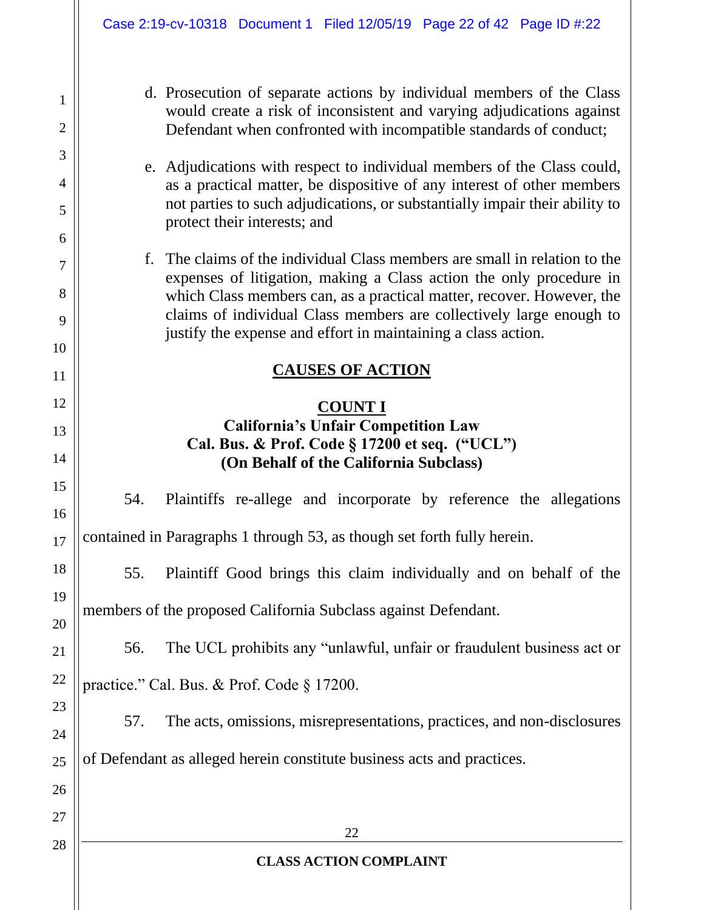d. Prosecution of separate actions by individual members of the Class would create a risk of inconsistent and varying adjudications against Defendant when confronted with incompatible standards of conduct;

e. Adjudications with respect to individual members of the Class could, as a practical matter, be dispositive of any interest of other members not parties to such adjudications, or substantially impair their ability to protect their interests; and

f. The claims of the individual Class members are small in relation to the expenses of litigation, making a Class action the only procedure in which Class members can, as a practical matter, recover. However, the claims of individual Class members are collectively large enough to justify the expense and effort in maintaining a class action.

## CAUSES OF ACTION

### COUNT I
### California's Unfair Competition Law
### Cal. Bus. & Prof. Code § 17200 et seq. ("UCL")
### (On Behalf of the California Subclass)

54. Plaintiffs re-allege and incorporate by reference the allegations contained in Paragraphs 1 through 53, as though set forth fully herein.

55. Plaintiff Good brings this claim individually and on behalf of the members of the proposed California Subclass against Defendant.

56. The UCL prohibits any "unlawful, unfair or fraudulent business act or practice." Cal. Bus. & Prof. Code § 17200.

57. The acts, omissions, misrepresentations, practices, and non-disclosures of Defendant as alleged herein constitute business acts and practices.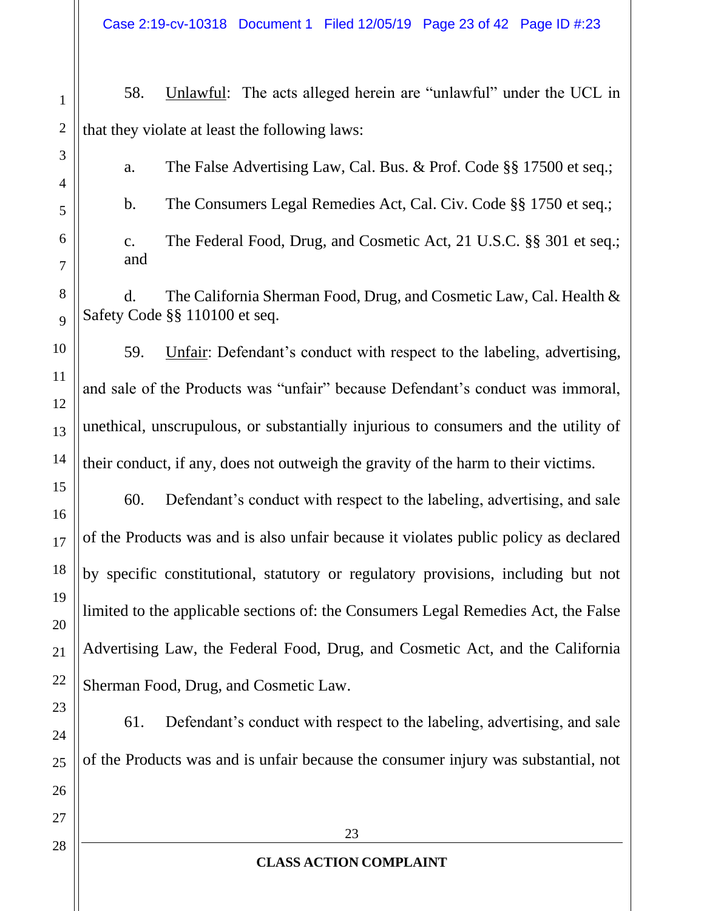58. Unlawful: The acts alleged herein are "unlawful" under the UCL in that they violate at least the following laws:

a. The False Advertising Law, Cal. Bus. & Prof. Code §§ 17500 et seq.;

b. The Consumers Legal Remedies Act, Cal. Civ. Code §§ 1750 et seq.;

c. The Federal Food, Drug, and Cosmetic Act, 21 U.S.C. §§ 301 et seq.; and

d. The California Sherman Food, Drug, and Cosmetic Law, Cal. Health & Safety Code §§ 110100 et seq.

59. Unfair: Defendant's conduct with respect to the labeling, advertising, and sale of the Products was "unfair" because Defendant's conduct was immoral, unethical, unscrupulous, or substantially injurious to consumers and the utility of their conduct, if any, does not outweigh the gravity of the harm to their victims.

60. Defendant's conduct with respect to the labeling, advertising, and sale of the Products was and is also unfair because it violates public policy as declared by specific constitutional, statutory or regulatory provisions, including but not limited to the applicable sections of: the Consumers Legal Remedies Act, the False Advertising Law, the Federal Food, Drug, and Cosmetic Act, and the California Sherman Food, Drug, and Cosmetic Law.

61. Defendant's conduct with respect to the labeling, advertising, and sale of the Products was and is unfair because the consumer injury was substantial, not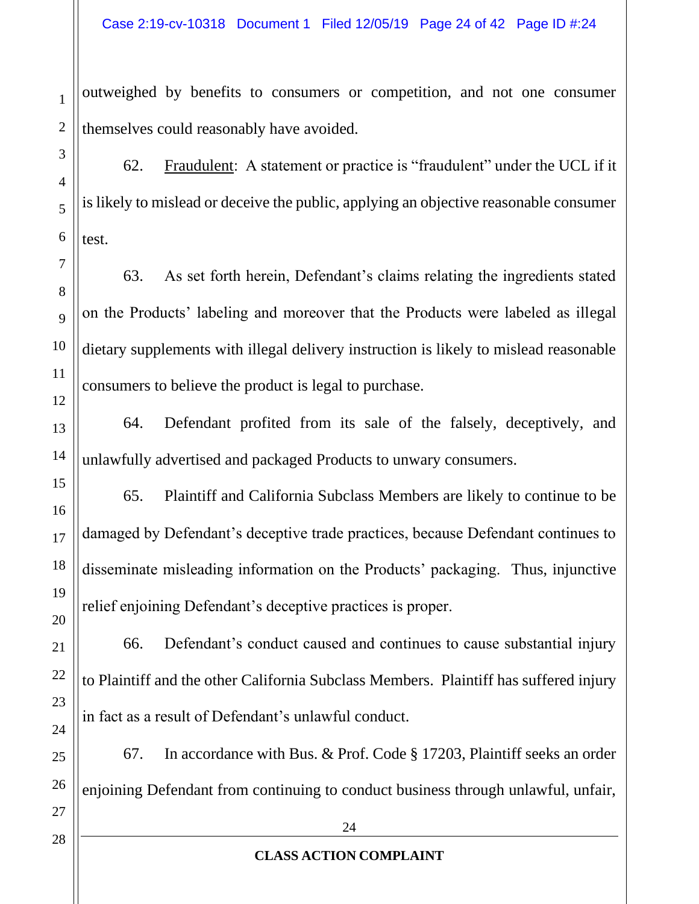outweighed by benefits to consumers or competition, and not one consumer themselves could reasonably have avoided.

62. Fraudulent: A statement or practice is "fraudulent" under the UCL if it is likely to mislead or deceive the public, applying an objective reasonable consumer test.

63. As set forth herein, Defendant's claims relating the ingredients stated on the Products' labeling and moreover that the Products were labeled as illegal dietary supplements with illegal delivery instruction is likely to mislead reasonable consumers to believe the product is legal to purchase.

64. Defendant profited from its sale of the falsely, deceptively, and unlawfully advertised and packaged Products to unwary consumers.

65. Plaintiff and California Subclass Members are likely to continue to be damaged by Defendant's deceptive trade practices, because Defendant continues to disseminate misleading information on the Products' packaging. Thus, injunctive relief enjoining Defendant's deceptive practices is proper.

66. Defendant's conduct caused and continues to cause substantial injury to Plaintiff and the other California Subclass Members. Plaintiff has suffered injury in fact as a result of Defendant's unlawful conduct.

67. In accordance with Bus. & Prof. Code § 17203, Plaintiff seeks an order enjoining Defendant from continuing to conduct business through unlawful, unfair,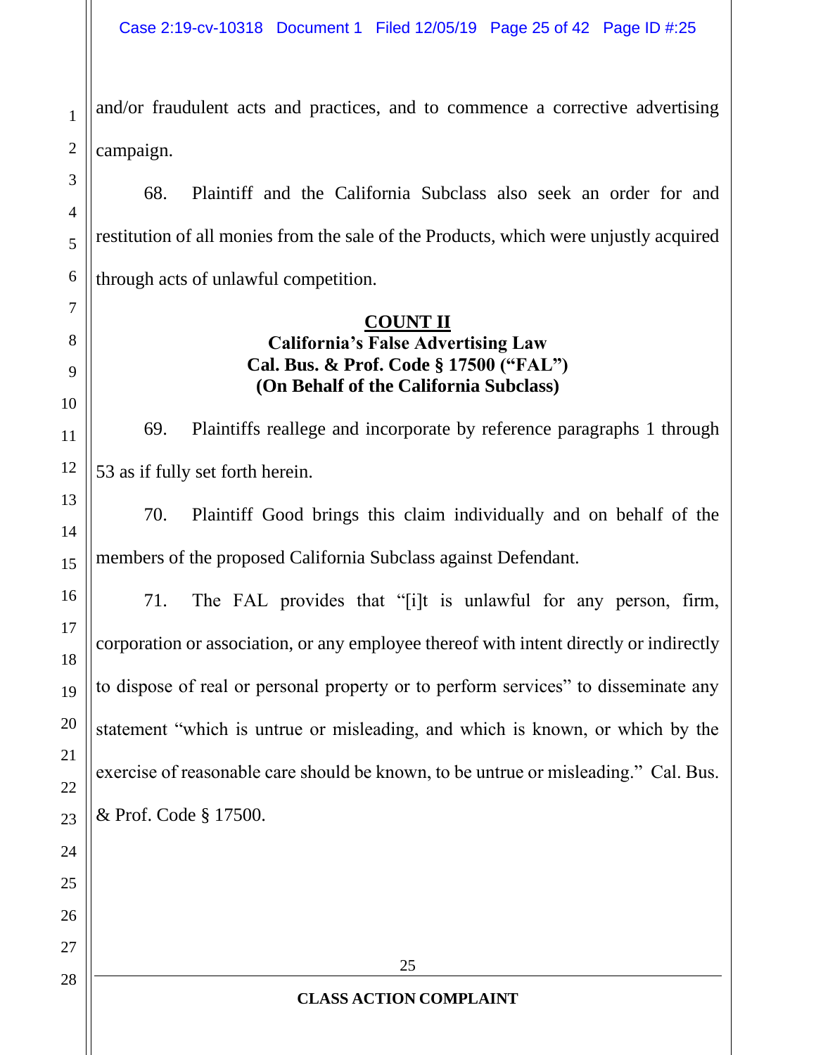and/or fraudulent acts and practices, and to commence a corrective advertising campaign.

68. Plaintiff and the California Subclass also seek an order for and restitution of all monies from the sale of the Products, which were unjustly acquired through acts of unlawful competition.

**COUNT II**
**California's False Advertising Law**
**Cal. Bus. & Prof. Code § 17500 ("FAL")**
**(On Behalf of the California Subclass)**

69. Plaintiffs reallege and incorporate by reference paragraphs 1 through 53 as if fully set forth herein.

70. Plaintiff Good brings this claim individually and on behalf of the members of the proposed California Subclass against Defendant.

71. The FAL provides that "[i]t is unlawful for any person, firm, corporation or association, or any employee thereof with intent directly or indirectly to dispose of real or personal property or to perform services" to disseminate any statement "which is untrue or misleading, and which is known, or which by the exercise of reasonable care should be known, to be untrue or misleading." Cal. Bus. & Prof. Code § 17500.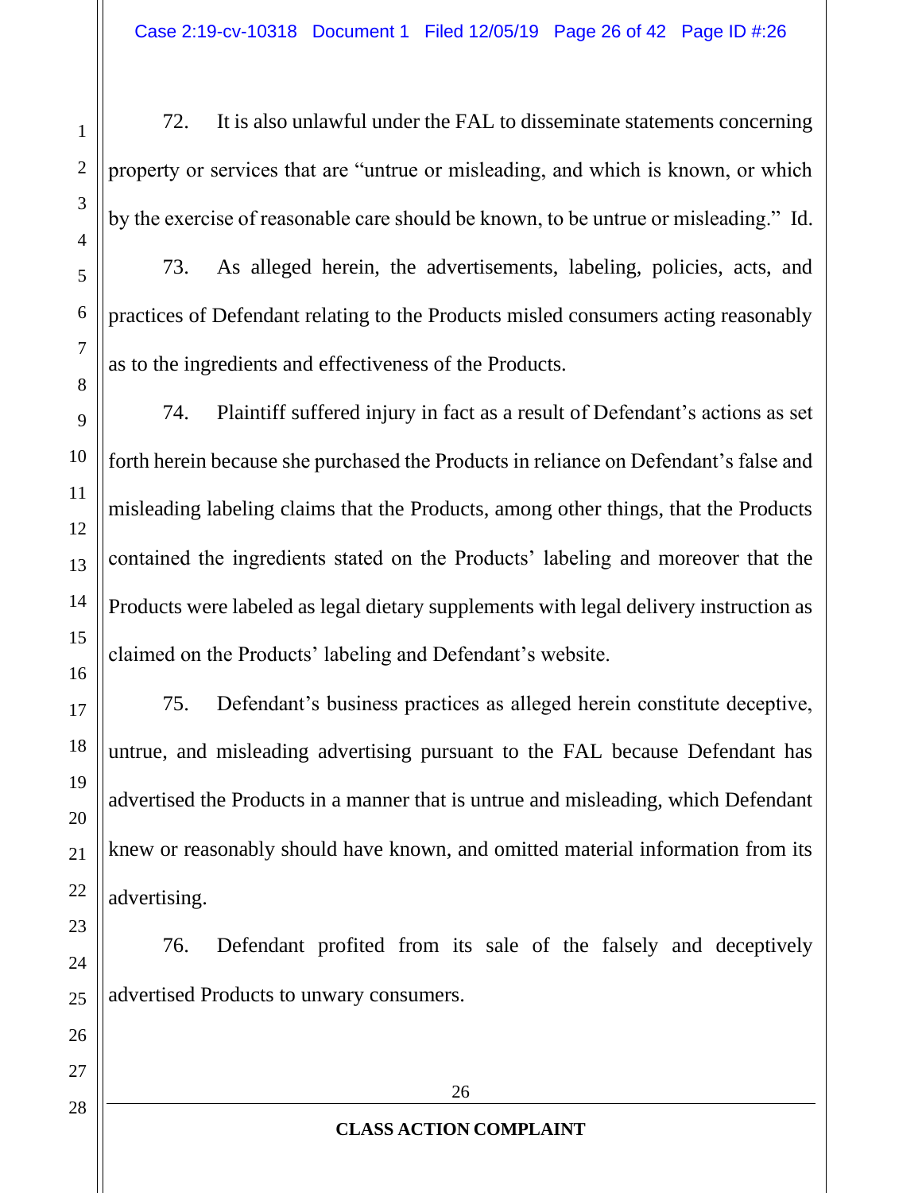72. It is also unlawful under the FAL to disseminate statements concerning property or services that are "untrue or misleading, and which is known, or which by the exercise of reasonable care should be known, to be untrue or misleading." Id.

73. As alleged herein, the advertisements, labeling, policies, acts, and practices of Defendant relating to the Products misled consumers acting reasonably as to the ingredients and effectiveness of the Products.

74. Plaintiff suffered injury in fact as a result of Defendant's actions as set forth herein because she purchased the Products in reliance on Defendant's false and misleading labeling claims that the Products, among other things, that the Products contained the ingredients stated on the Products' labeling and moreover that the Products were labeled as legal dietary supplements with legal delivery instruction as claimed on the Products' labeling and Defendant's website.

75. Defendant's business practices as alleged herein constitute deceptive, untrue, and misleading advertising pursuant to the FAL because Defendant has advertised the Products in a manner that is untrue and misleading, which Defendant knew or reasonably should have known, and omitted material information from its advertising.

76. Defendant profited from its sale of the falsely and deceptively advertised Products to unwary consumers.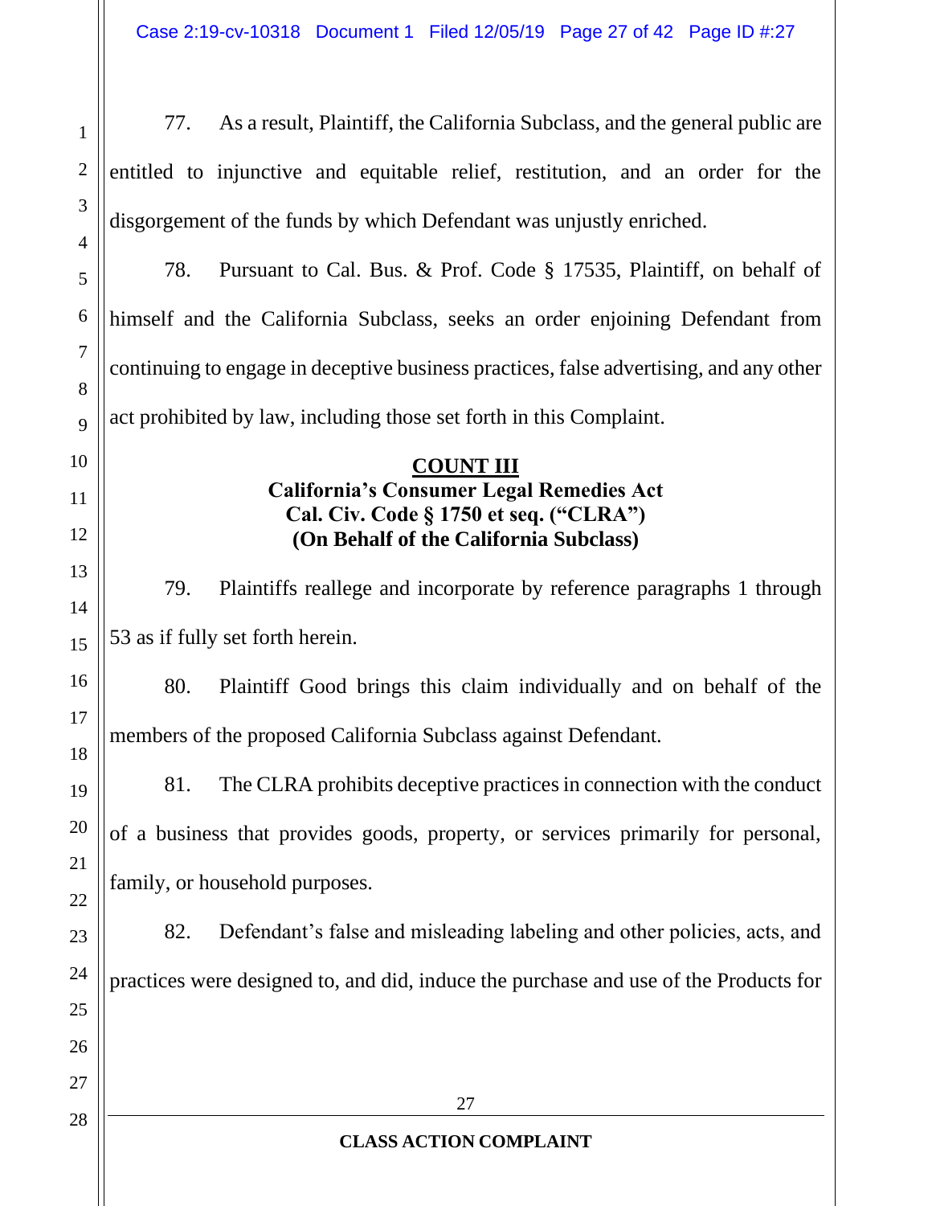77. As a result, Plaintiff, the California Subclass, and the general public are entitled to injunctive and equitable relief, restitution, and an order for the disgorgement of the funds by which Defendant was unjustly enriched.

78. Pursuant to Cal. Bus. & Prof. Code § 17535, Plaintiff, on behalf of himself and the California Subclass, seeks an order enjoining Defendant from continuing to engage in deceptive business practices, false advertising, and any other act prohibited by law, including those set forth in this Complaint.

**COUNT III**

**California's Consumer Legal Remedies Act**
**Cal. Civ. Code § 1750 et seq. ("CLRA")**
**(On Behalf of the California Subclass)**

79. Plaintiffs reallege and incorporate by reference paragraphs 1 through 53 as if fully set forth herein.

80. Plaintiff Good brings this claim individually and on behalf of the members of the proposed California Subclass against Defendant.

81. The CLRA prohibits deceptive practices in connection with the conduct of a business that provides goods, property, or services primarily for personal, family, or household purposes.

82. Defendant's false and misleading labeling and other policies, acts, and practices were designed to, and did, induce the purchase and use of the Products for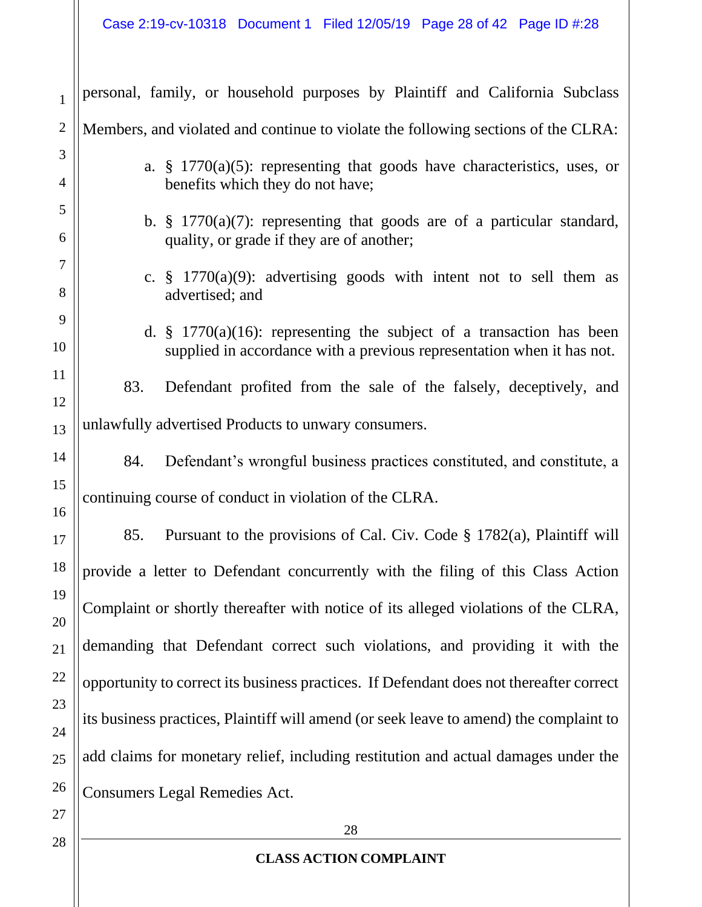personal, family, or household purposes by Plaintiff and California Subclass Members, and violated and continue to violate the following sections of the CLRA:

a. § 1770(a)(5): representing that goods have characteristics, uses, or benefits which they do not have;

b. § 1770(a)(7): representing that goods are of a particular standard, quality, or grade if they are of another;

c. § 1770(a)(9): advertising goods with intent not to sell them as advertised; and

d. § 1770(a)(16): representing the subject of a transaction has been supplied in accordance with a previous representation when it has not.

83. Defendant profited from the sale of the falsely, deceptively, and unlawfully advertised Products to unwary consumers.

84. Defendant's wrongful business practices constituted, and constitute, a continuing course of conduct in violation of the CLRA.

85. Pursuant to the provisions of Cal. Civ. Code § 1782(a), Plaintiff will provide a letter to Defendant concurrently with the filing of this Class Action Complaint or shortly thereafter with notice of its alleged violations of the CLRA, demanding that Defendant correct such violations, and providing it with the opportunity to correct its business practices. If Defendant does not thereafter correct its business practices, Plaintiff will amend (or seek leave to amend) the complaint to add claims for monetary relief, including restitution and actual damages under the Consumers Legal Remedies Act.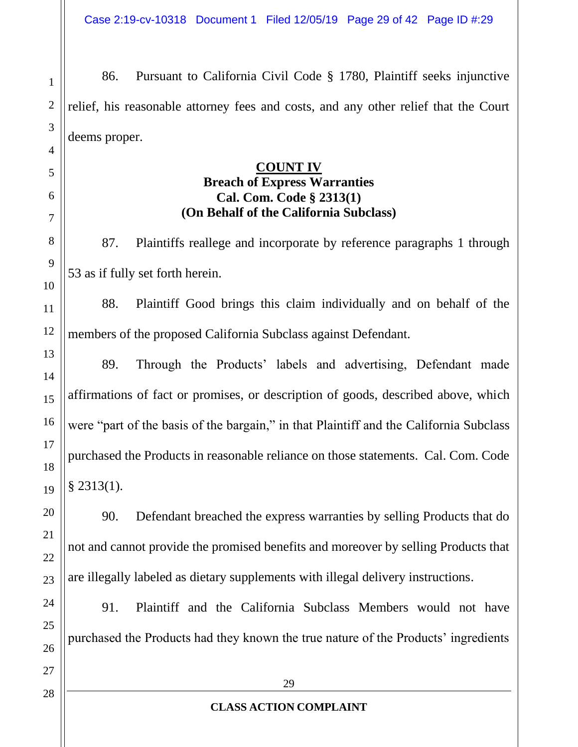86. Pursuant to California Civil Code § 1780, Plaintiff seeks injunctive relief, his reasonable attorney fees and costs, and any other relief that the Court deems proper.

**COUNT IV**
**Breach of Express Warranties**
**Cal. Com. Code § 2313(1)**
**(On Behalf of the California Subclass)**

87. Plaintiffs reallege and incorporate by reference paragraphs 1 through 53 as if fully set forth herein.

88. Plaintiff Good brings this claim individually and on behalf of the members of the proposed California Subclass against Defendant.

89. Through the Products' labels and advertising, Defendant made affirmations of fact or promises, or description of goods, described above, which were "part of the basis of the bargain," in that Plaintiff and the California Subclass purchased the Products in reasonable reliance on those statements. Cal. Com. Code § 2313(1).

90. Defendant breached the express warranties by selling Products that do not and cannot provide the promised benefits and moreover by selling Products that are illegally labeled as dietary supplements with illegal delivery instructions.

91. Plaintiff and the California Subclass Members would not have purchased the Products had they known the true nature of the Products' ingredients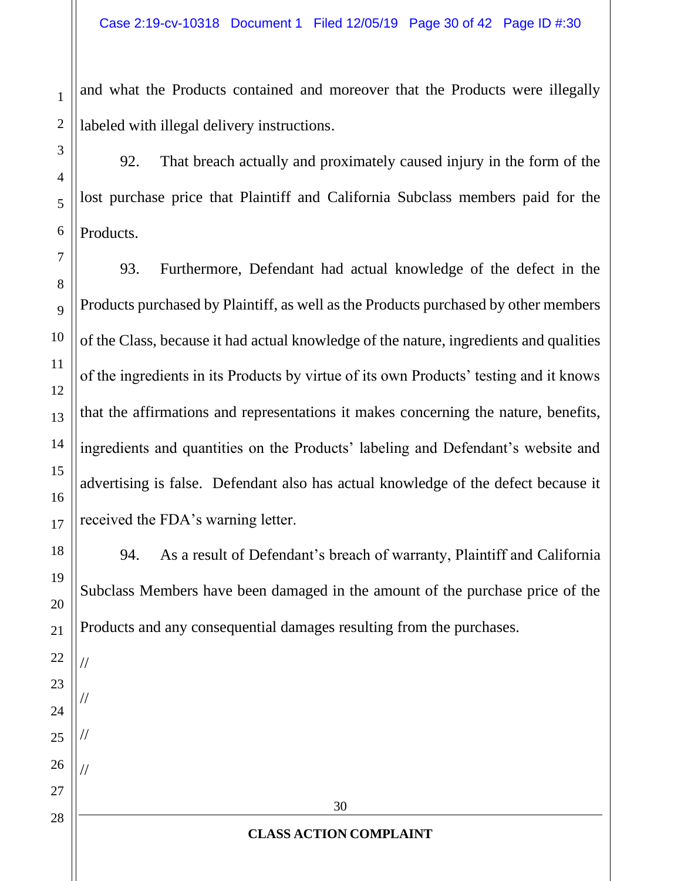and what the Products contained and moreover that the Products were illegally labeled with illegal delivery instructions.

92. That breach actually and proximately caused injury in the form of the lost purchase price that Plaintiff and California Subclass members paid for the Products.

93. Furthermore, Defendant had actual knowledge of the defect in the Products purchased by Plaintiff, as well as the Products purchased by other members of the Class, because it had actual knowledge of the nature, ingredients and qualities of the ingredients in its Products by virtue of its own Products' testing and it knows that the affirmations and representations it makes concerning the nature, benefits, ingredients and quantities on the Products' labeling and Defendant's website and advertising is false. Defendant also has actual knowledge of the defect because it received the FDA's warning letter.

94. As a result of Defendant's breach of warranty, Plaintiff and California Subclass Members have been damaged in the amount of the purchase price of the Products and any consequential damages resulting from the purchases.

//

//

//

//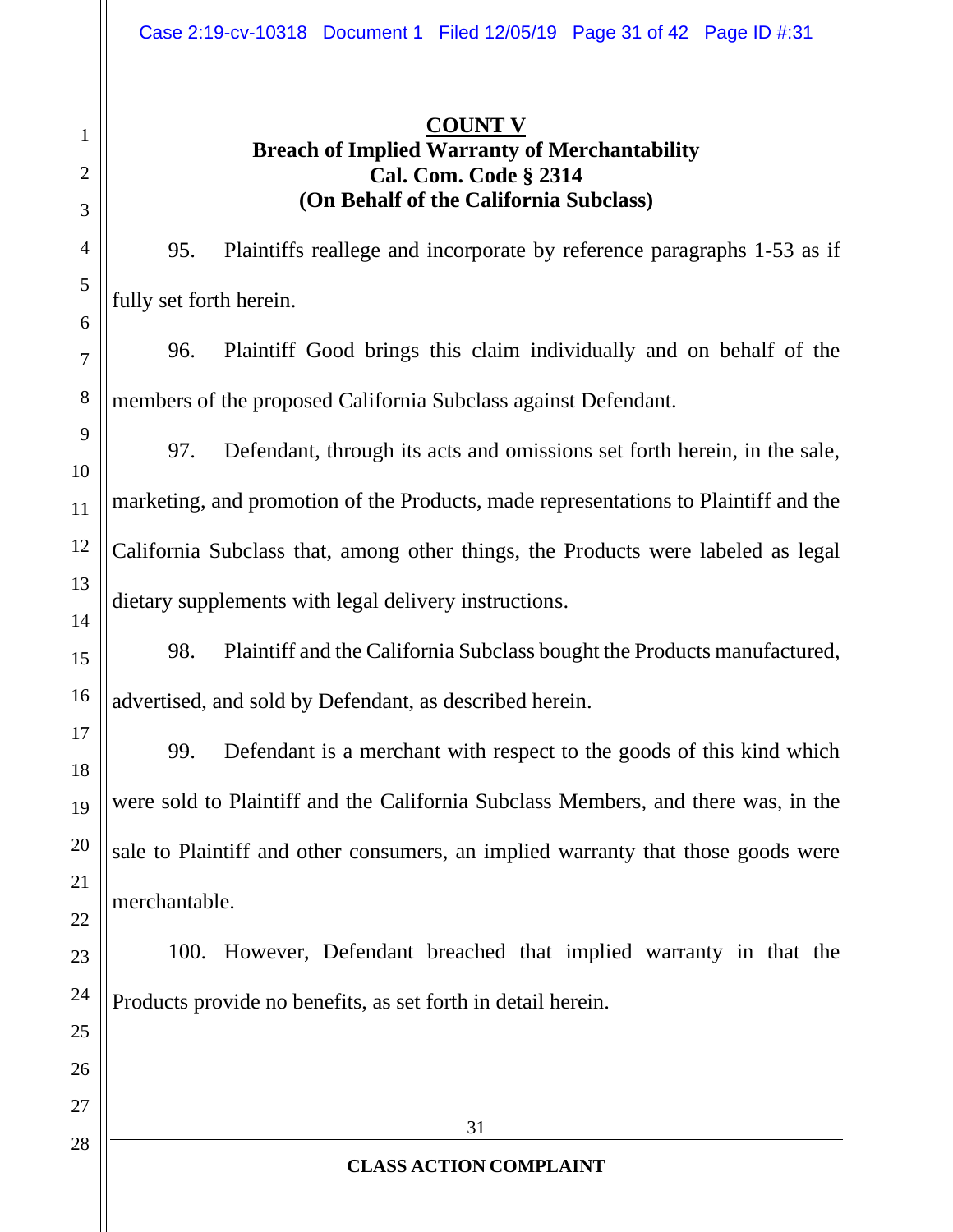**COUNT V**

**Breach of Implied Warranty of Merchantability**
**Cal. Com. Code § 2314**
**(On Behalf of the California Subclass)**

95. Plaintiffs reallege and incorporate by reference paragraphs 1-53 as if fully set forth herein.

96. Plaintiff Good brings this claim individually and on behalf of the members of the proposed California Subclass against Defendant.

97. Defendant, through its acts and omissions set forth herein, in the sale, marketing, and promotion of the Products, made representations to Plaintiff and the California Subclass that, among other things, the Products were labeled as legal dietary supplements with legal delivery instructions.

98. Plaintiff and the California Subclass bought the Products manufactured, advertised, and sold by Defendant, as described herein.

99. Defendant is a merchant with respect to the goods of this kind which were sold to Plaintiff and the California Subclass Members, and there was, in the sale to Plaintiff and other consumers, an implied warranty that those goods were merchantable.

100. However, Defendant breached that implied warranty in that the Products provide no benefits, as set forth in detail herein.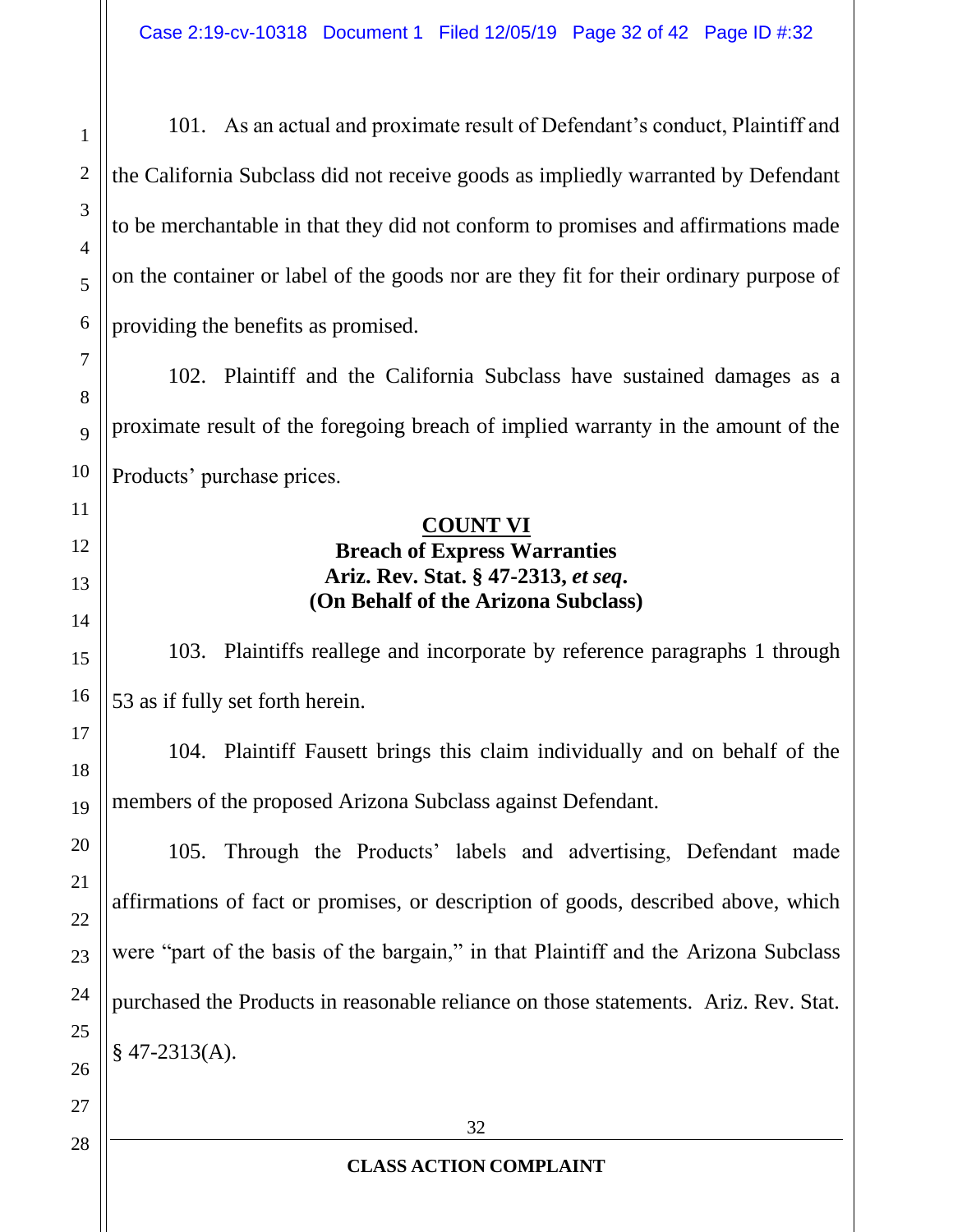101. As an actual and proximate result of Defendant's conduct, Plaintiff and the California Subclass did not receive goods as impliedly warranted by Defendant to be merchantable in that they did not conform to promises and affirmations made on the container or label of the goods nor are they fit for their ordinary purpose of providing the benefits as promised.

102. Plaintiff and the California Subclass have sustained damages as a proximate result of the foregoing breach of implied warranty in the amount of the Products' purchase prices.

**COUNT VI**
**Breach of Express Warranties**
**Ariz. Rev. Stat. § 47-2313, *et seq*.**
**(On Behalf of the Arizona Subclass)**

103. Plaintiffs reallege and incorporate by reference paragraphs 1 through 53 as if fully set forth herein.

104. Plaintiff Fausett brings this claim individually and on behalf of the members of the proposed Arizona Subclass against Defendant.

105. Through the Products' labels and advertising, Defendant made affirmations of fact or promises, or description of goods, described above, which were "part of the basis of the bargain," in that Plaintiff and the Arizona Subclass purchased the Products in reasonable reliance on those statements. Ariz. Rev. Stat. § 47-2313(A).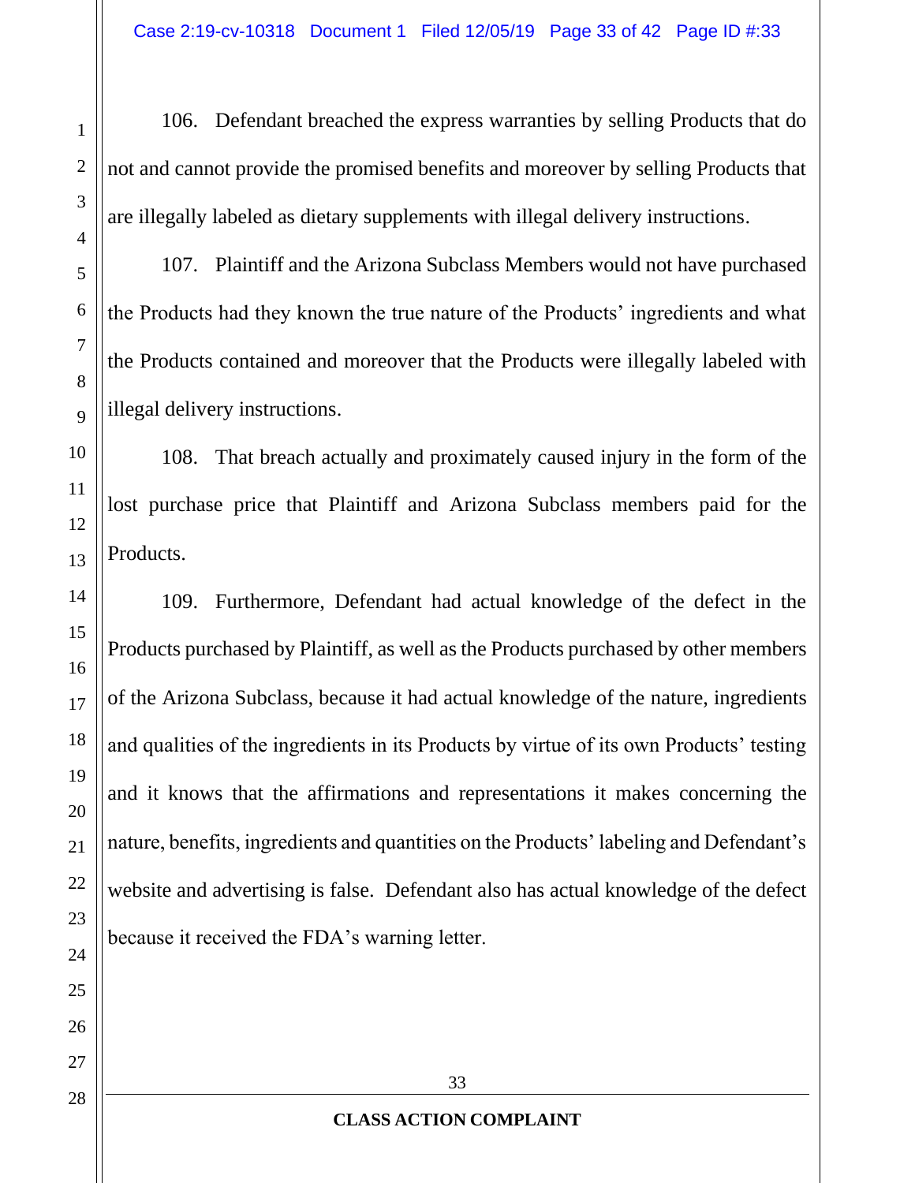106. Defendant breached the express warranties by selling Products that do not and cannot provide the promised benefits and moreover by selling Products that are illegally labeled as dietary supplements with illegal delivery instructions.

107. Plaintiff and the Arizona Subclass Members would not have purchased the Products had they known the true nature of the Products' ingredients and what the Products contained and moreover that the Products were illegally labeled with illegal delivery instructions.

108. That breach actually and proximately caused injury in the form of the lost purchase price that Plaintiff and Arizona Subclass members paid for the Products.

109. Furthermore, Defendant had actual knowledge of the defect in the Products purchased by Plaintiff, as well as the Products purchased by other members of the Arizona Subclass, because it had actual knowledge of the nature, ingredients and qualities of the ingredients in its Products by virtue of its own Products' testing and it knows that the affirmations and representations it makes concerning the nature, benefits, ingredients and quantities on the Products' labeling and Defendant's website and advertising is false. Defendant also has actual knowledge of the defect because it received the FDA's warning letter.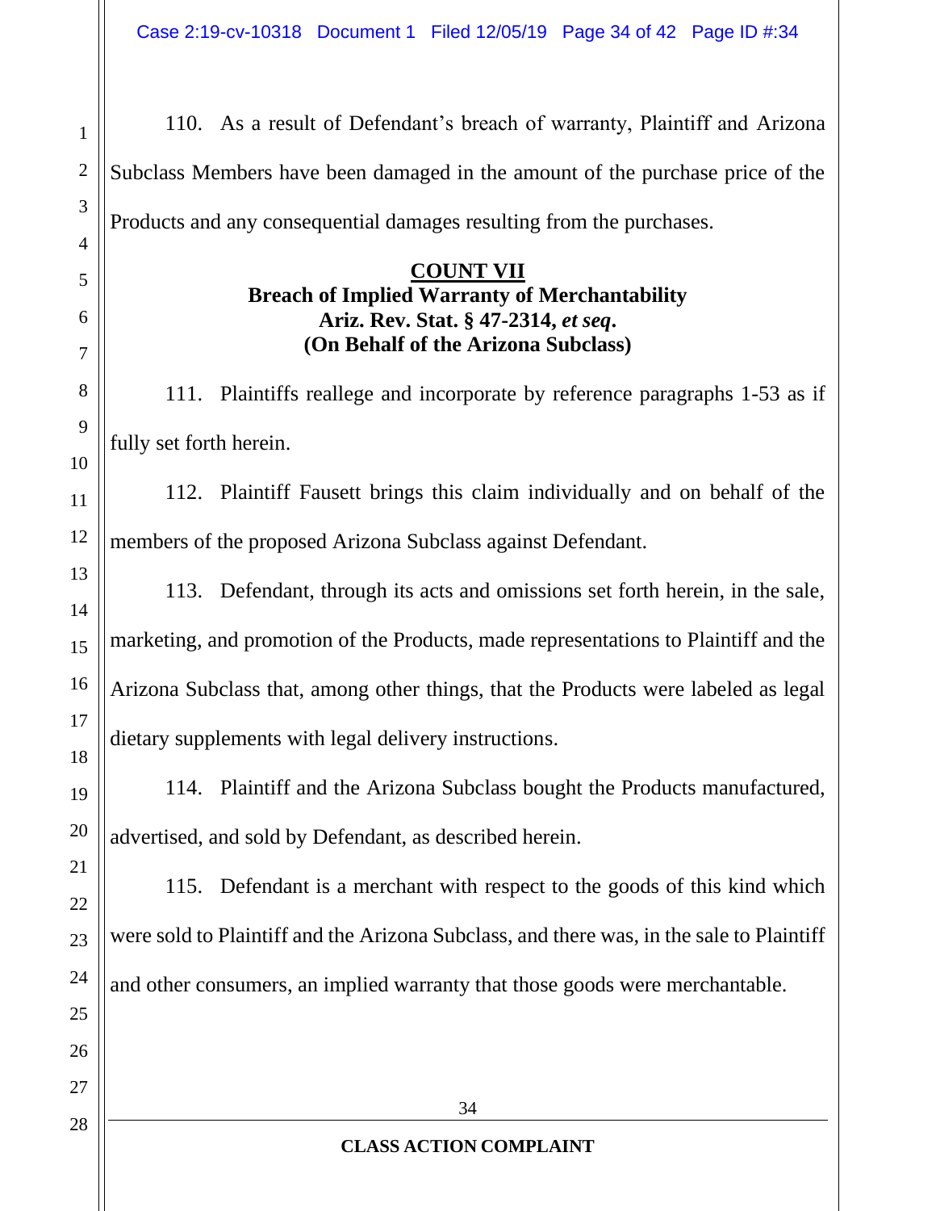110. As a result of Defendant's breach of warranty, Plaintiff and Arizona Subclass Members have been damaged in the amount of the purchase price of the Products and any consequential damages resulting from the purchases.

## COUNT VII
### Breach of Implied Warranty of Merchantability
### Ariz. Rev. Stat. § 47-2314, *et seq*.
### (On Behalf of the Arizona Subclass)

111. Plaintiffs reallege and incorporate by reference paragraphs 1-53 as if fully set forth herein.

112. Plaintiff Fausett brings this claim individually and on behalf of the members of the proposed Arizona Subclass against Defendant.

113. Defendant, through its acts and omissions set forth herein, in the sale, marketing, and promotion of the Products, made representations to Plaintiff and the Arizona Subclass that, among other things, that the Products were labeled as legal dietary supplements with legal delivery instructions.

114. Plaintiff and the Arizona Subclass bought the Products manufactured, advertised, and sold by Defendant, as described herein.

115. Defendant is a merchant with respect to the goods of this kind which were sold to Plaintiff and the Arizona Subclass, and there was, in the sale to Plaintiff and other consumers, an implied warranty that those goods were merchantable.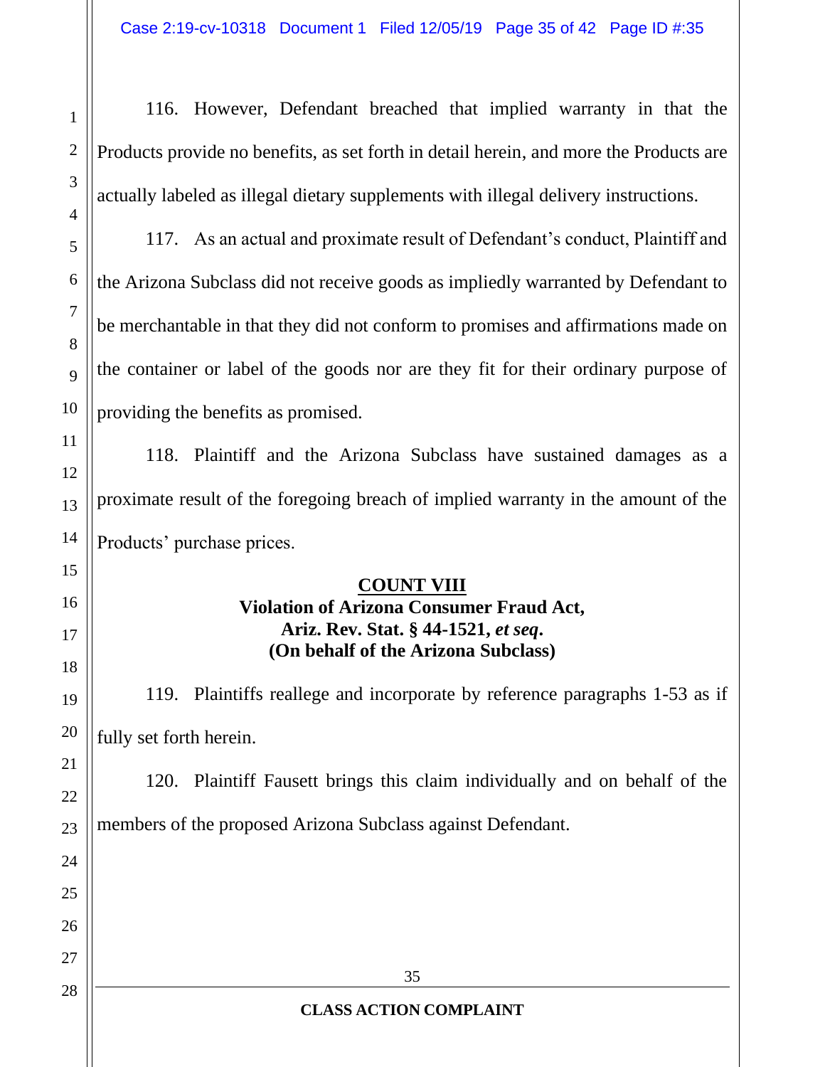116. However, Defendant breached that implied warranty in that the Products provide no benefits, as set forth in detail herein, and more the Products are actually labeled as illegal dietary supplements with illegal delivery instructions.

117. As an actual and proximate result of Defendant's conduct, Plaintiff and the Arizona Subclass did not receive goods as impliedly warranted by Defendant to be merchantable in that they did not conform to promises and affirmations made on the container or label of the goods nor are they fit for their ordinary purpose of providing the benefits as promised.

118. Plaintiff and the Arizona Subclass have sustained damages as a proximate result of the foregoing breach of implied warranty in the amount of the Products' purchase prices.

## COUNT VIII
### Violation of Arizona Consumer Fraud Act, Ariz. Rev. Stat. § 44-1521, *et seq*. (On behalf of the Arizona Subclass)

119. Plaintiffs reallege and incorporate by reference paragraphs 1-53 as if fully set forth herein.

120. Plaintiff Fausett brings this claim individually and on behalf of the members of the proposed Arizona Subclass against Defendant.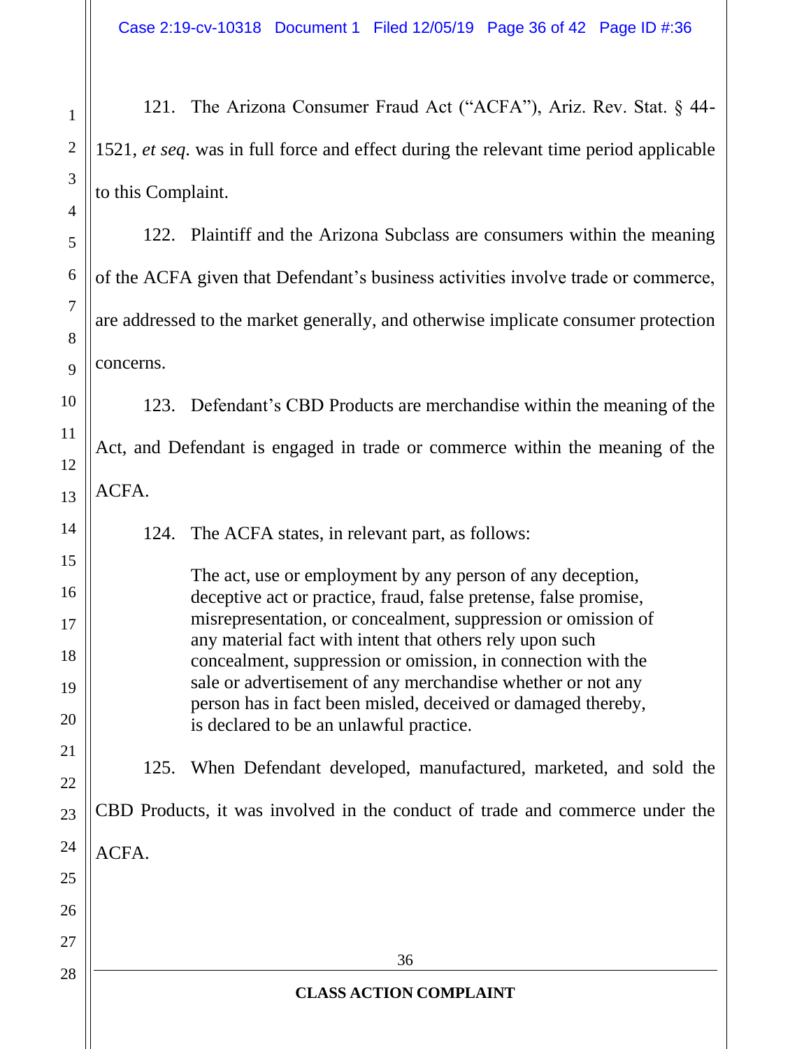121. The Arizona Consumer Fraud Act ("ACFA"), Ariz. Rev. Stat. § 44-1521, *et seq*. was in full force and effect during the relevant time period applicable to this Complaint.

122. Plaintiff and the Arizona Subclass are consumers within the meaning of the ACFA given that Defendant's business activities involve trade or commerce, are addressed to the market generally, and otherwise implicate consumer protection concerns.

123. Defendant's CBD Products are merchandise within the meaning of the Act, and Defendant is engaged in trade or commerce within the meaning of the ACFA.

124. The ACFA states, in relevant part, as follows:

> The act, use or employment by any person of any deception, deceptive act or practice, fraud, false pretense, false promise, misrepresentation, or concealment, suppression or omission of any material fact with intent that others rely upon such concealment, suppression or omission, in connection with the sale or advertisement of any merchandise whether or not any person has in fact been misled, deceived or damaged thereby, is declared to be an unlawful practice.

125. When Defendant developed, manufactured, marketed, and sold the CBD Products, it was involved in the conduct of trade and commerce under the ACFA.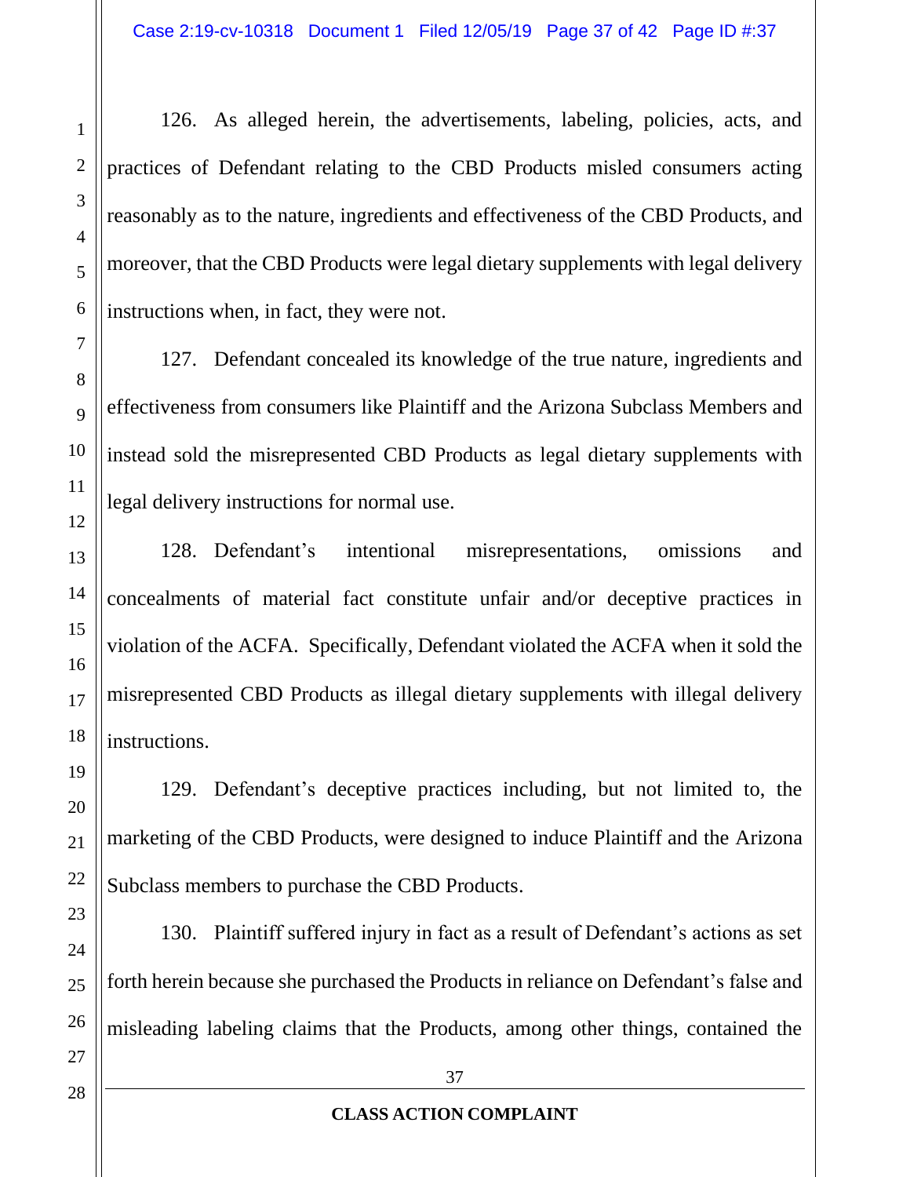126. As alleged herein, the advertisements, labeling, policies, acts, and practices of Defendant relating to the CBD Products misled consumers acting reasonably as to the nature, ingredients and effectiveness of the CBD Products, and moreover, that the CBD Products were legal dietary supplements with legal delivery instructions when, in fact, they were not.

127. Defendant concealed its knowledge of the true nature, ingredients and effectiveness from consumers like Plaintiff and the Arizona Subclass Members and instead sold the misrepresented CBD Products as legal dietary supplements with legal delivery instructions for normal use.

128. Defendant's intentional misrepresentations, omissions and concealments of material fact constitute unfair and/or deceptive practices in violation of the ACFA. Specifically, Defendant violated the ACFA when it sold the misrepresented CBD Products as illegal dietary supplements with illegal delivery instructions.

129. Defendant's deceptive practices including, but not limited to, the marketing of the CBD Products, were designed to induce Plaintiff and the Arizona Subclass members to purchase the CBD Products.

130. Plaintiff suffered injury in fact as a result of Defendant's actions as set forth herein because she purchased the Products in reliance on Defendant's false and misleading labeling claims that the Products, among other things, contained the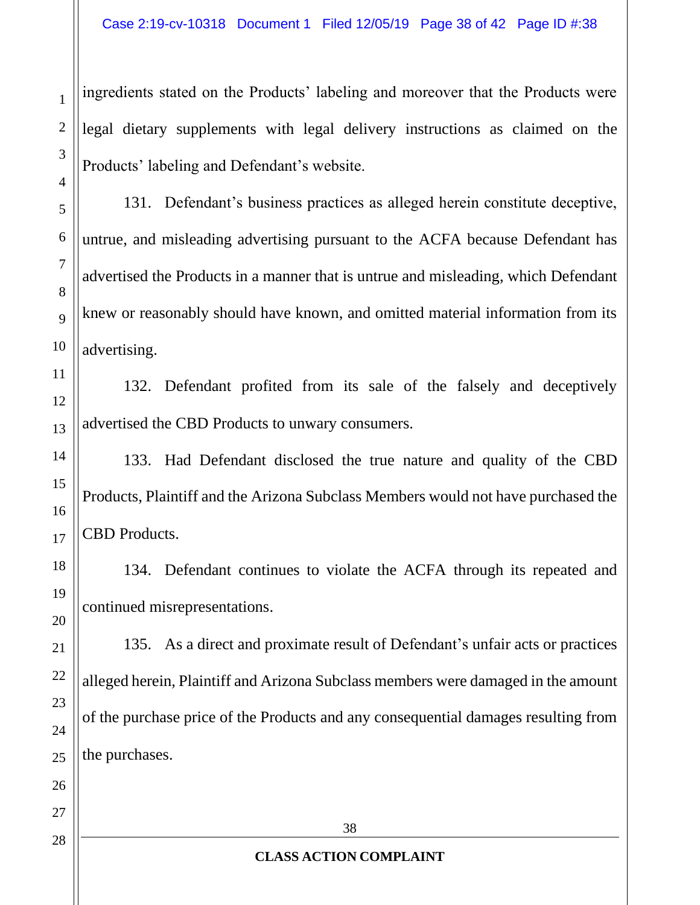ingredients stated on the Products' labeling and moreover that the Products were legal dietary supplements with legal delivery instructions as claimed on the Products' labeling and Defendant's website.

131. Defendant's business practices as alleged herein constitute deceptive, untrue, and misleading advertising pursuant to the ACFA because Defendant has advertised the Products in a manner that is untrue and misleading, which Defendant knew or reasonably should have known, and omitted material information from its advertising.

132. Defendant profited from its sale of the falsely and deceptively advertised the CBD Products to unwary consumers.

133. Had Defendant disclosed the true nature and quality of the CBD Products, Plaintiff and the Arizona Subclass Members would not have purchased the CBD Products.

134. Defendant continues to violate the ACFA through its repeated and continued misrepresentations.

135. As a direct and proximate result of Defendant's unfair acts or practices alleged herein, Plaintiff and Arizona Subclass members were damaged in the amount of the purchase price of the Products and any consequential damages resulting from the purchases.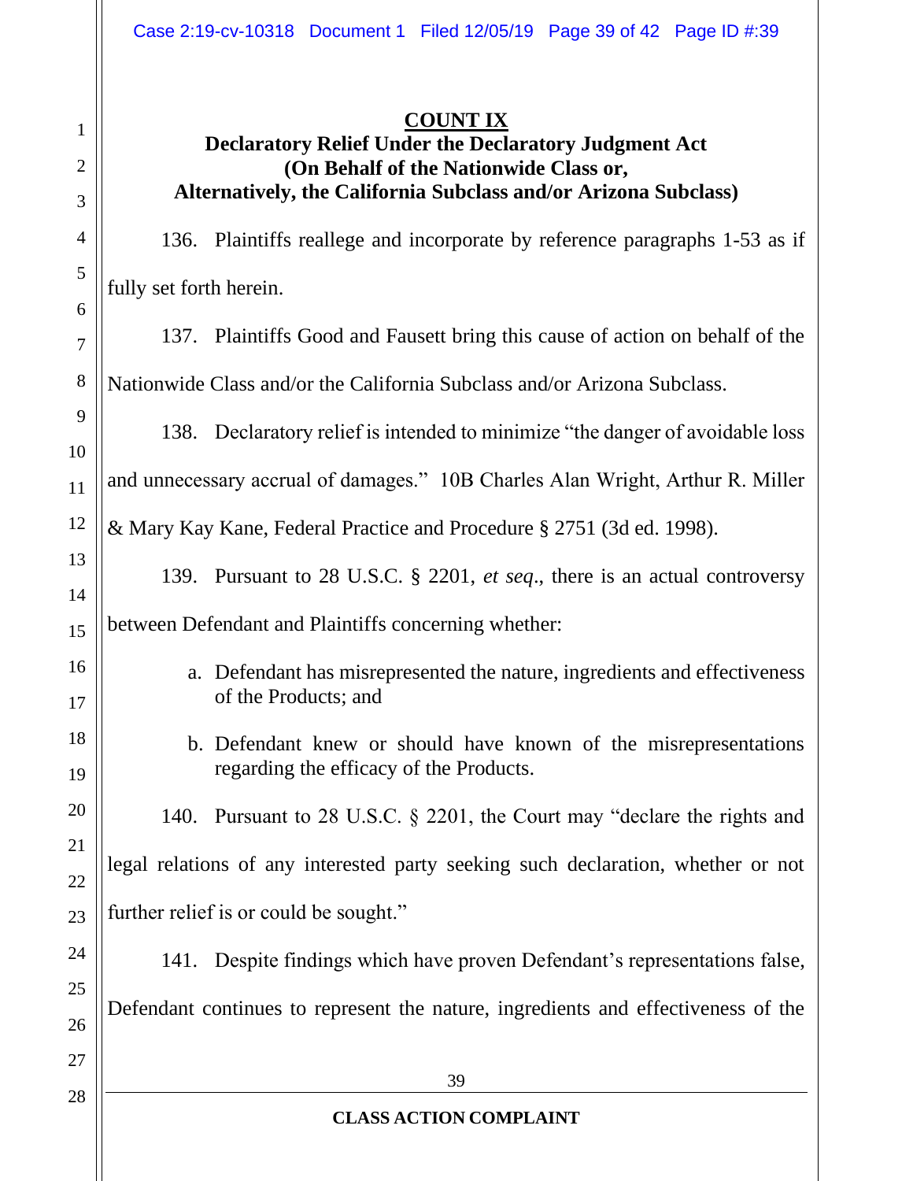**COUNT IX**

**Declaratory Relief Under the Declaratory Judgment Act (On Behalf of the Nationwide Class or, Alternatively, the California Subclass and/or Arizona Subclass)**

136. Plaintiffs reallege and incorporate by reference paragraphs 1-53 as if fully set forth herein.

137. Plaintiffs Good and Fausett bring this cause of action on behalf of the Nationwide Class and/or the California Subclass and/or Arizona Subclass.

138. Declaratory relief is intended to minimize "the danger of avoidable loss and unnecessary accrual of damages." 10B Charles Alan Wright, Arthur R. Miller & Mary Kay Kane, Federal Practice and Procedure § 2751 (3d ed. 1998).

139. Pursuant to 28 U.S.C. § 2201, *et seq*., there is an actual controversy between Defendant and Plaintiffs concerning whether:

a. Defendant has misrepresented the nature, ingredients and effectiveness of the Products; and

b. Defendant knew or should have known of the misrepresentations regarding the efficacy of the Products.

140. Pursuant to 28 U.S.C. § 2201, the Court may "declare the rights and legal relations of any interested party seeking such declaration, whether or not further relief is or could be sought."

141. Despite findings which have proven Defendant's representations false, Defendant continues to represent the nature, ingredients and effectiveness of the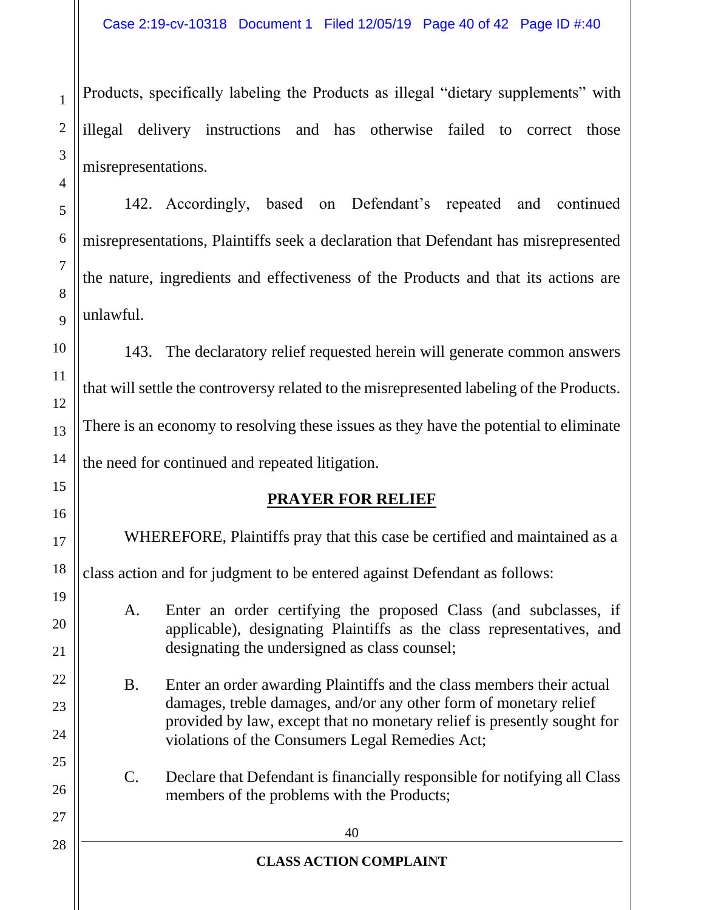Products, specifically labeling the Products as illegal "dietary supplements" with illegal delivery instructions and has otherwise failed to correct those misrepresentations.

142. Accordingly, based on Defendant's repeated and continued misrepresentations, Plaintiffs seek a declaration that Defendant has misrepresented the nature, ingredients and effectiveness of the Products and that its actions are unlawful.

143. The declaratory relief requested herein will generate common answers that will settle the controversy related to the misrepresented labeling of the Products. There is an economy to resolving these issues as they have the potential to eliminate the need for continued and repeated litigation.

## PRAYER FOR RELIEF

WHEREFORE, Plaintiffs pray that this case be certified and maintained as a class action and for judgment to be entered against Defendant as follows:

A. Enter an order certifying the proposed Class (and subclasses, if applicable), designating Plaintiffs as the class representatives, and designating the undersigned as class counsel;

B. Enter an order awarding Plaintiffs and the class members their actual damages, treble damages, and/or any other form of monetary relief provided by law, except that no monetary relief is presently sought for violations of the Consumers Legal Remedies Act;

C. Declare that Defendant is financially responsible for notifying all Class members of the problems with the Products;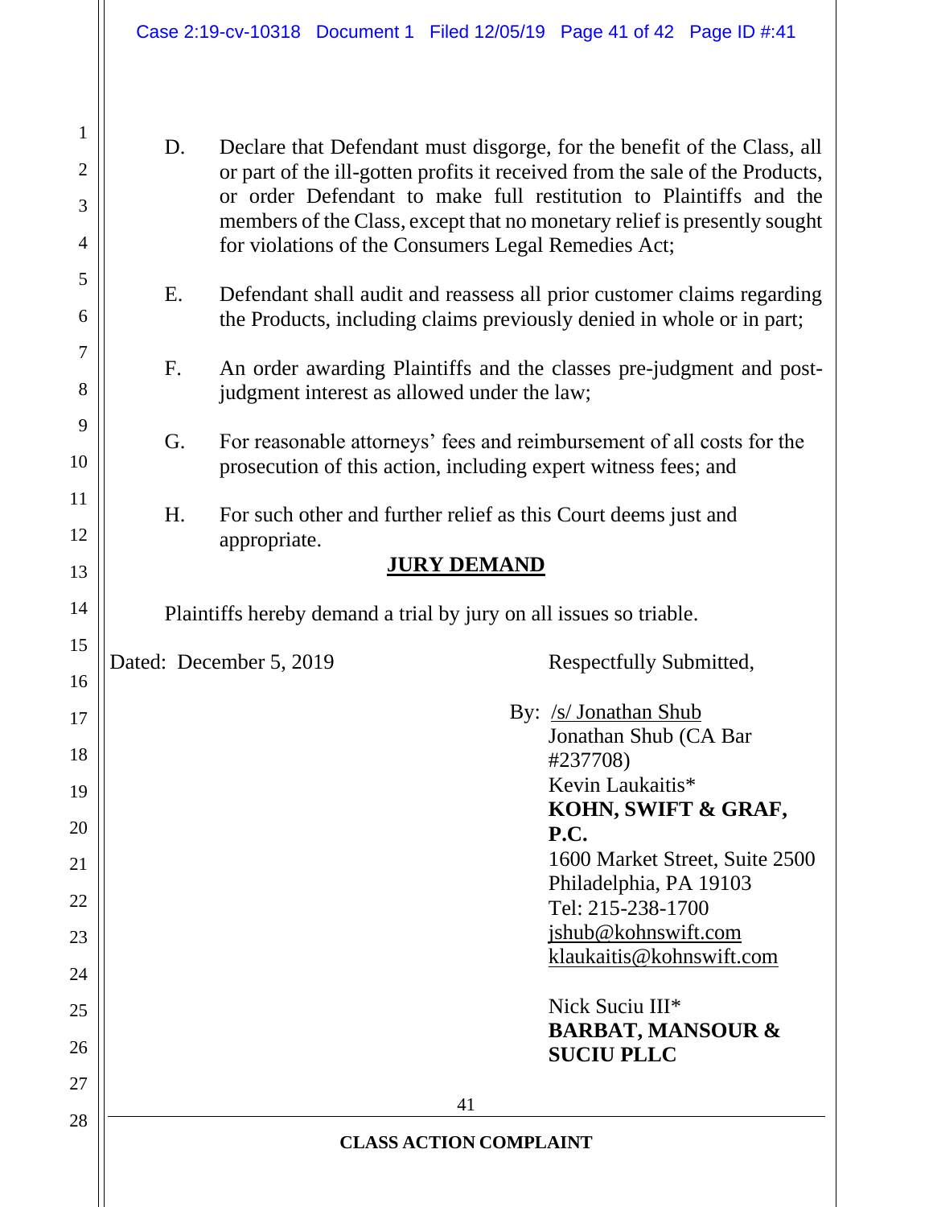D. Declare that Defendant must disgorge, for the benefit of the Class, all or part of the ill-gotten profits it received from the sale of the Products, or order Defendant to make full restitution to Plaintiffs and the members of the Class, except that no monetary relief is presently sought for violations of the Consumers Legal Remedies Act;

E. Defendant shall audit and reassess all prior customer claims regarding the Products, including claims previously denied in whole or in part;

F. An order awarding Plaintiffs and the classes pre-judgment and post-judgment interest as allowed under the law;

G. For reasonable attorneys' fees and reimbursement of all costs for the prosecution of this action, including expert witness fees; and

H. For such other and further relief as this Court deems just and appropriate.

**JURY DEMAND**

Plaintiffs hereby demand a trial by jury on all issues so triable.

Dated: December 5, 2019

Respectfully Submitted,

By: /s/ Jonathan Shub
Jonathan Shub (CA Bar #237708)
Kevin Laukaitis*
**KOHN, SWIFT & GRAF, P.C.**
1600 Market Street, Suite 2500
Philadelphia, PA 19103
Tel: 215-238-1700
jshub@kohnswift.com
klaukaitis@kohnswift.com

Nick Suciu III*
**BARBAT, MANSOUR & SUCIU PLLC**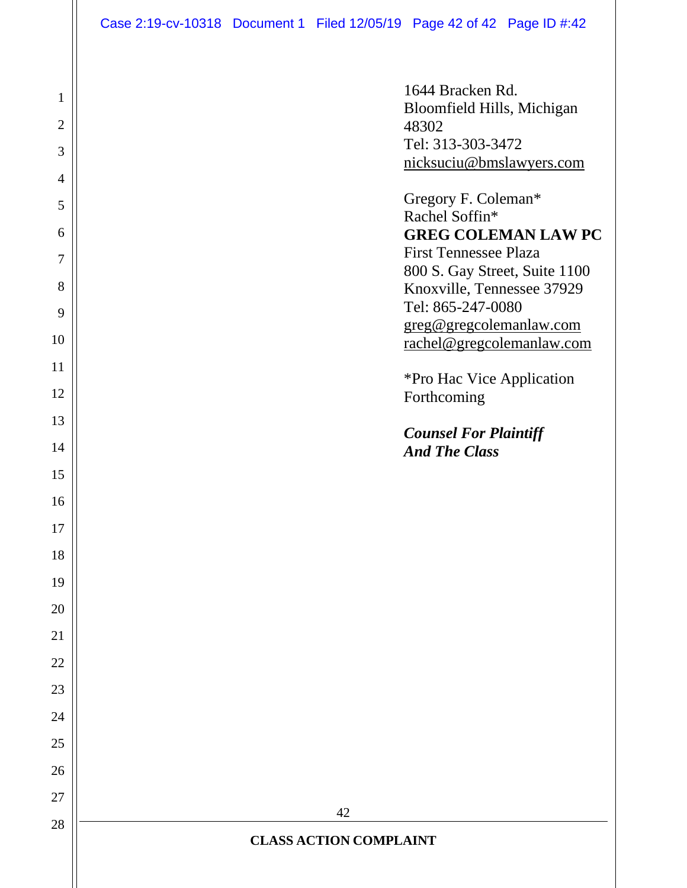1644 Bracken Rd.
Bloomfield Hills, Michigan
48302
Tel: 313-303-3472
nicksuciu@bmslawyers.com

Gregory F. Coleman*
Rachel Soffin*
**GREG COLEMAN LAW PC**
First Tennessee Plaza
800 S. Gay Street, Suite 1100
Knoxville, Tennessee 37929
Tel: 865-247-0080
greg@gregcolemanlaw.com
rachel@gregcolemanlaw.com

*Pro Hac Vice Application Forthcoming

***Counsel For Plaintiff And The Class***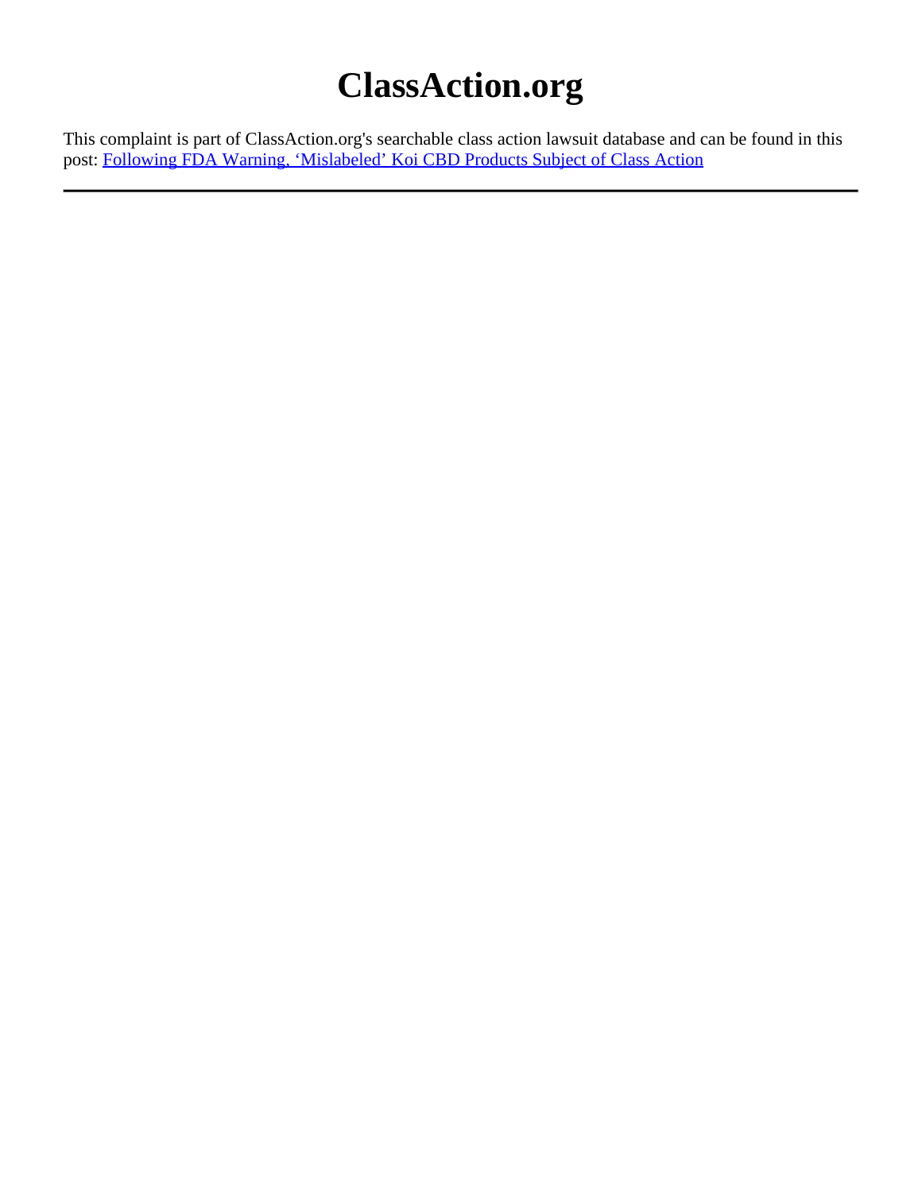# ClassAction.org

This complaint is part of ClassAction.org's searchable class action lawsuit database and can be found in this post: [Following FDA Warning, 'Mislabeled' Koi CBD Products Subject of Class Action]

---